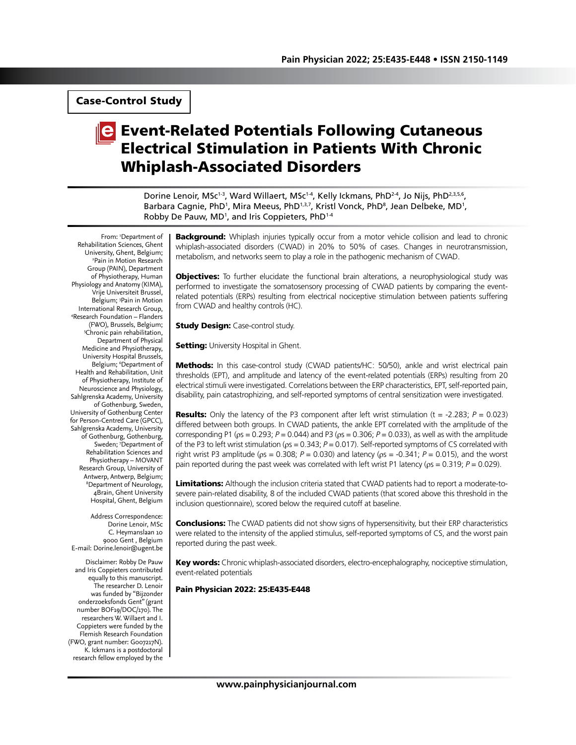Case-Control Study

# Event-Related Potentials Following Cutaneous Electrical Stimulation in Patients With Chronic Whiplash-Associated Disorders

Dorine Lenoir, MSc[1-3], Ward Willaert, MSc[1-4], Kelly Ickmans, PhD[2-4], Jo Nijs, PhD[2,3,5,6], Barbara Cagnie, PhD[1], Mira Meeus, PhD[1,3,7], Kristl Vonck, PhD[8], Jean Delbeke, MD[1], Robby De Pauw, MD[1], and Iris Coppieters, PhD[1-4]

**Background:** Whiplash injuries typically occur from a motor vehicle collision and lead to chronic whiplash-associated disorders (CWAD) in 20% to 50% of cases. Changes in neurotransmission, metabolism, and networks seem to play a role in the pathogenic mechanism of CWAD.

**Objectives:** To further elucidate the functional brain alterations, a neurophysiological study was performed to investigate the somatosensory processing of CWAD patients by comparing the event-related potentials (ERPs) resulting from electrical nociceptive stimulation between patients suffering from CWAD and healthy controls (HC).

**Study Design:** Case-control study.

**Setting:** University Hospital in Ghent.

**Methods:** In this case-control study (CWAD patients/HC: 50/50), ankle and wrist electrical pain thresholds (EPT), and amplitude and latency of the event-related potentials (ERPs) resulting from 20 electrical stimuli were investigated. Correlations between the ERP characteristics, EPT, self-reported pain, disability, pain catastrophizing, and self-reported symptoms of central sensitization were investigated.

**Results:** Only the latency of the P3 component after left wrist stimulation ($t = -2.283$; $P = 0.023$) differed between both groups. In CWAD patients, the ankle EPT correlated with the amplitude of the corresponding P1 ($\rho s = 0.293$; $P = 0.044$) and P3 ($\rho s = 0.306$; $P = 0.033$), as well as with the amplitude of the P3 to left wrist stimulation ($\rho s = 0.343$; $P = 0.017$). Self-reported symptoms of CS correlated with right wrist P3 amplitude ($\rho s = 0.308$; $P = 0.030$) and latency ($\rho s = -0.341$; $P = 0.015$), and the worst pain reported during the past week was correlated with left wrist P1 latency ($\rho s = 0.319$; $P = 0.029$).

**Limitations:** Although the inclusion criteria stated that CWAD patients had to report a moderate-to-severe pain-related disability, 8 of the included CWAD patients (that scored above this threshold in the inclusion questionnaire), scored below the required cutoff at baseline.

**Conclusions:** The CWAD patients did not show signs of hypersensitivity, but their ERP characteristics were related to the intensity of the applied stimulus, self-reported symptoms of CS, and the worst pain reported during the past week.

**Key words:** Chronic whiplash-associated disorders, electro-encephalography, nociceptive stimulation, event-related potentials

**Pain Physician 2022: 25:E435-E448**

From: [1]Department of Rehabilitation Sciences, Ghent University, Ghent, Belgium; [2]Pain in Motion Research Group (PAIN), Department of Physiotherapy, Human Physiology and Anatomy (KIMA), Vrije Universiteit Brussel, Belgium; [3]Pain in Motion International Research Group, [4]Research Foundation – Flanders (FWO), Brussels, Belgium; [5]Chronic pain rehabilitation, Department of Physical Medicine and Physiotherapy, University Hospital Brussels, Belgium; [6]Department of Health and Rehabilitation, Unit of Physiotherapy, Institute of Neuroscience and Physiology, Sahlgrenska Academy, University of Gothenburg, Sweden, University of Gothenburg Center for Person-Centred Care (GPCC), Sahlgrenska Academy, University of Gothenburg, Gothenburg, Sweden; [7]Department of Rehabilitation Sciences and Physiotherapy – MOVANT Research Group, University of Antwerp, Antwerp, Belgium; [8]Department of Neurology, 4Brain, Ghent University Hospital, Ghent, Belgium

Address Correspondence:
Dorine Lenoir, MSc
C. Heymanslaan 10
9000 Gent , Belgium
E-mail: Dorine.lenoir@ugent.be

Disclaimer: Robby De Pauw and Iris Coppieters contributed equally to this manuscript. The researcher D. Lenoir was funded by "Bijzonder onderzoeksfonds Gent" (grant number BOF19/DOC/170). The researchers W. Willaert and I. Coppieters were funded by the Flemish Research Foundation (FWO, grant number: G007217N). K. Ickmans is a postdoctoral research fellow employed by the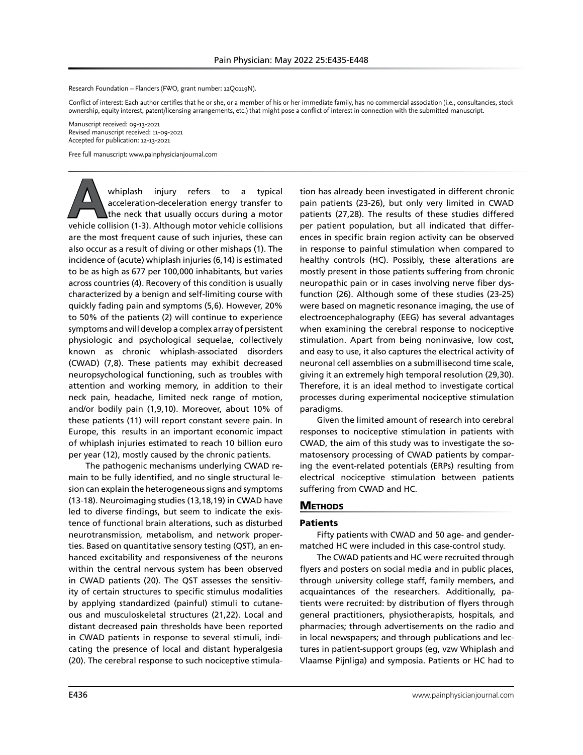Research Foundation – Flanders (FWO, grant number: 12Q0119N).

Conflict of interest: Each author certifies that he or she, or a member of his or her immediate family, has no commercial association (i.e., consultancies, stock ownership, equity interest, patent/licensing arrangements, etc.) that might pose a conflict of interest in connection with the submitted manuscript.

Manuscript received: 09-13-2021
Revised manuscript received: 11-09-2021
Accepted for publication: 12-13-2021

Free full manuscript: www.painphysicianjournal.com

A whiplash injury refers to a typical acceleration-deceleration energy transfer to the neck that usually occurs during a motor vehicle collision (1-3). Although motor vehicle collisions are the most frequent cause of such injuries, these can also occur as a result of diving or other mishaps (1). The incidence of (acute) whiplash injuries (6,14) is estimated to be as high as 677 per 100,000 inhabitants, but varies across countries (4). Recovery of this condition is usually characterized by a benign and self-limiting course with quickly fading pain and symptoms (5,6). However, 20% to 50% of the patients (2) will continue to experience symptoms and will develop a complex array of persistent physiologic and psychological sequelae, collectively known as chronic whiplash-associated disorders (CWAD) (7,8). These patients may exhibit decreased neuropsychological functioning, such as troubles with attention and working memory, in addition to their neck pain, headache, limited neck range of motion, and/or bodily pain (1,9,10). Moreover, about 10% of these patients (11) will report constant severe pain. In Europe, this results in an important economic impact of whiplash injuries estimated to reach 10 billion euro per year (12), mostly caused by the chronic patients.

The pathogenic mechanisms underlying CWAD remain to be fully identified, and no single structural lesion can explain the heterogeneous signs and symptoms (13-18). Neuroimaging studies (13,18,19) in CWAD have led to diverse findings, but seem to indicate the existence of functional brain alterations, such as disturbed neurotransmission, metabolism, and network properties. Based on quantitative sensory testing (QST), an enhanced excitability and responsiveness of the neurons within the central nervous system has been observed in CWAD patients (20). The QST assesses the sensitivity of certain structures to specific stimulus modalities by applying standardized (painful) stimuli to cutaneous and musculoskeletal structures (21,22). Local and distant decreased pain thresholds have been reported in CWAD patients in response to several stimuli, indicating the presence of local and distant hyperalgesia (20). The cerebral response to such nociceptive stimulation has already been investigated in different chronic pain patients (23-26), but only very limited in CWAD patients (27,28). The results of these studies differed per patient population, but all indicated that differences in specific brain region activity can be observed in response to painful stimulation when compared to healthy controls (HC). Possibly, these alterations are mostly present in those patients suffering from chronic neuropathic pain or in cases involving nerve fiber dysfunction (26). Although some of these studies (23-25) were based on magnetic resonance imaging, the use of electroencephalography (EEG) has several advantages when examining the cerebral response to nociceptive stimulation. Apart from being noninvasive, low cost, and easy to use, it also captures the electrical activity of neuronal cell assemblies on a submillisecond time scale, giving it an extremely high temporal resolution (29,30). Therefore, it is an ideal method to investigate cortical processes during experimental nociceptive stimulation paradigms.

Given the limited amount of research into cerebral responses to nociceptive stimulation in patients with CWAD, the aim of this study was to investigate the somatosensory processing of CWAD patients by comparing the event-related potentials (ERPs) resulting from electrical nociceptive stimulation between patients suffering from CWAD and HC.

## Methods

### Patients

Fifty patients with CWAD and 50 age- and gender-matched HC were included in this case-control study.

The CWAD patients and HC were recruited through flyers and posters on social media and in public places, through university college staff, family members, and acquaintances of the researchers. Additionally, patients were recruited: by distribution of flyers through general practitioners, physiotherapists, hospitals, and pharmacies; through advertisements on the radio and in local newspapers; and through publications and lectures in patient-support groups (eg, vzw Whiplash and Vlaamse Pijnliga) and symposia. Patients or HC had to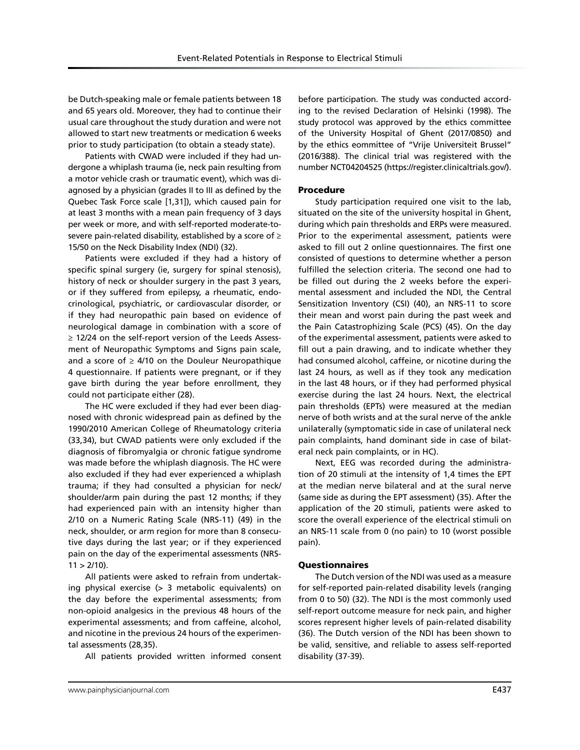be Dutch-speaking male or female patients between 18 and 65 years old. Moreover, they had to continue their usual care throughout the study duration and were not allowed to start new treatments or medication 6 weeks prior to study participation (to obtain a steady state).

Patients with CWAD were included if they had undergone a whiplash trauma (ie, neck pain resulting from a motor vehicle crash or traumatic event), which was diagnosed by a physician (grades II to III as defined by the Quebec Task Force scale [1,31]), which caused pain for at least 3 months with a mean pain frequency of 3 days per week or more, and with self-reported moderate-to-severe pain-related disability, established by a score of ≥ 15/50 on the Neck Disability Index (NDI) (32).

Patients were excluded if they had a history of specific spinal surgery (ie, surgery for spinal stenosis), history of neck or shoulder surgery in the past 3 years, or if they suffered from epilepsy, a rheumatic, endocrinological, psychiatric, or cardiovascular disorder, or if they had neuropathic pain based on evidence of neurological damage in combination with a score of ≥ 12/24 on the self-report version of the Leeds Assessment of Neuropathic Symptoms and Signs pain scale, and a score of ≥ 4/10 on the Douleur Neuropathique 4 questionnaire. If patients were pregnant, or if they gave birth during the year before enrollment, they could not participate either (28).

The HC were excluded if they had ever been diagnosed with chronic widespread pain as defined by the 1990/2010 American College of Rheumatology criteria (33,34), but CWAD patients were only excluded if the diagnosis of fibromyalgia or chronic fatigue syndrome was made before the whiplash diagnosis. The HC were also excluded if they had ever experienced a whiplash trauma; if they had consulted a physician for neck/shoulder/arm pain during the past 12 months; if they had experienced pain with an intensity higher than 2/10 on a Numeric Rating Scale (NRS-11) (49) in the neck, shoulder, or arm region for more than 8 consecutive days during the last year; or if they experienced pain on the day of the experimental assessments (NRS-11 > 2/10).

All patients were asked to refrain from undertaking physical exercise (> 3 metabolic equivalents) on the day before the experimental assessments; from non-opioid analgesics in the previous 48 hours of the experimental assessments; and from caffeine, alcohol, and nicotine in the previous 24 hours of the experimental assessments (28,35).

All patients provided written informed consent before participation. The study was conducted according to the revised Declaration of Helsinki (1998). The study protocol was approved by the ethics committee of the University Hospital of Ghent (2017/0850) and by the ethics eommittee of "Vrije Universiteit Brussel" (2016/388). The clinical trial was registered with the number NCT04204525 (https://register.clinicaltrials.gov/).

### Procedure

Study participation required one visit to the lab, situated on the site of the university hospital in Ghent, during which pain thresholds and ERPs were measured. Prior to the experimental assessment, patients were asked to fill out 2 online questionnaires. The first one consisted of questions to determine whether a person fulfilled the selection criteria. The second one had to be filled out during the 2 weeks before the experimental assessment and included the NDI, the Central Sensitization Inventory (CSI) (40), an NRS-11 to score their mean and worst pain during the past week and the Pain Catastrophizing Scale (PCS) (45). On the day of the experimental assessment, patients were asked to fill out a pain drawing, and to indicate whether they had consumed alcohol, caffeine, or nicotine during the last 24 hours, as well as if they took any medication in the last 48 hours, or if they had performed physical exercise during the last 24 hours. Next, the electrical pain thresholds (EPTs) were measured at the median nerve of both wrists and at the sural nerve of the ankle unilaterally (symptomatic side in case of unilateral neck pain complaints, hand dominant side in case of bilateral neck pain complaints, or in HC).

Next, EEG was recorded during the administration of 20 stimuli at the intensity of 1,4 times the EPT at the median nerve bilateral and at the sural nerve (same side as during the EPT assessment) (35). After the application of the 20 stimuli, patients were asked to score the overall experience of the electrical stimuli on an NRS-11 scale from 0 (no pain) to 10 (worst possible pain).

### Questionnaires

The Dutch version of the NDI was used as a measure for self-reported pain-related disability levels (ranging from 0 to 50) (32). The NDI is the most commonly used self-report outcome measure for neck pain, and higher scores represent higher levels of pain-related disability (36). The Dutch version of the NDI has been shown to be valid, sensitive, and reliable to assess self-reported disability (37-39).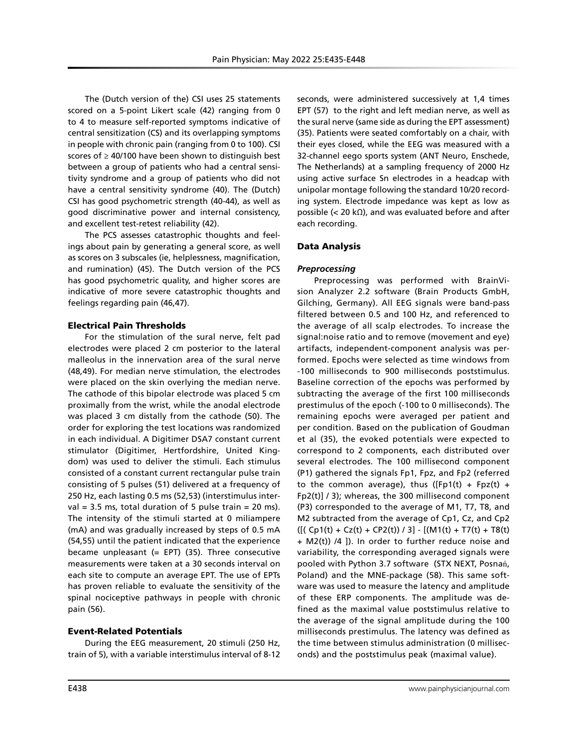The (Dutch version of the) CSI uses 25 statements scored on a 5-point Likert scale (42) ranging from 0 to 4 to measure self-reported symptoms indicative of central sensitization (CS) and its overlapping symptoms in people with chronic pain (ranging from 0 to 100). CSI scores of ≥ 40/100 have been shown to distinguish best between a group of patients who had a central sensitivity syndrome and a group of patients who did not have a central sensitivity syndrome (40). The (Dutch) CSI has good psychometric strength (40-44), as well as good discriminative power and internal consistency, and excellent test-retest reliability (42).

The PCS assesses catastrophic thoughts and feelings about pain by generating a general score, as well as scores on 3 subscales (ie, helplessness, magnification, and rumination) (45). The Dutch version of the PCS has good psychometric quality, and higher scores are indicative of more severe catastrophic thoughts and feelings regarding pain (46,47).

### Electrical Pain Thresholds

For the stimulation of the sural nerve, felt pad electrodes were placed 2 cm posterior to the lateral malleolus in the innervation area of the sural nerve (48,49). For median nerve stimulation, the electrodes were placed on the skin overlying the median nerve. The cathode of this bipolar electrode was placed 5 cm proximally from the wrist, while the anodal electrode was placed 3 cm distally from the cathode (50). The order for exploring the test locations was randomized in each individual. A Digitimer DSA7 constant current stimulator (Digitimer, Hertfordshire, United Kingdom) was used to deliver the stimuli. Each stimulus consisted of a constant current rectangular pulse train consisting of 5 pulses (51) delivered at a frequency of 250 Hz, each lasting 0.5 ms (52,53) (interstimulus interval = 3.5 ms, total duration of 5 pulse train = 20 ms). The intensity of the stimuli started at 0 miliampere (mA) and was gradually increased by steps of 0.5 mA (54,55) until the patient indicated that the experience became unpleasant (= EPT) (35). Three consecutive measurements were taken at a 30 seconds interval on each site to compute an average EPT. The use of EPTs has proven reliable to evaluate the sensitivity of the spinal nociceptive pathways in people with chronic pain (56).

### Event-Related Potentials

During the EEG measurement, 20 stimuli (250 Hz, train of 5), with a variable interstimulus interval of 8-12 seconds, were administered successively at 1,4 times EPT (57) to the right and left median nerve, as well as the sural nerve (same side as during the EPT assessment) (35). Patients were seated comfortably on a chair, with their eyes closed, while the EEG was measured with a 32-channel eego sports system (ANT Neuro, Enschede, The Netherlands) at a sampling frequency of 2000 Hz using active surface Sn electrodes in a headcap with unipolar montage following the standard 10/20 recording system. Electrode impedance was kept as low as possible (< 20 kΩ), and was evaluated before and after each recording.

## Data Analysis

### *Preprocessing*

Preprocessing was performed with BrainVision Analyzer 2.2 software (Brain Products GmbH, Gilching, Germany). All EEG signals were band-pass filtered between 0.5 and 100 Hz, and referenced to the average of all scalp electrodes. To increase the signal:noise ratio and to remove (movement and eye) artifacts, independent-component analysis was performed. Epochs were selected as time windows from -100 milliseconds to 900 milliseconds poststimulus. Baseline correction of the epochs was performed by subtracting the average of the first 100 milliseconds prestimulus of the epoch (-100 to 0 milliseconds). The remaining epochs were averaged per patient and per condition. Based on the publication of Goudman et al (35), the evoked potentials were expected to correspond to 2 components, each distributed over several electrodes. The 100 millisecond component (P1) gathered the signals Fp1, Fpz, and Fp2 (referred to the common average), thus ([Fp1(t) + Fpz(t) + Fp2(t)] / 3); whereas, the 300 millisecond component (P3) corresponded to the average of M1, T7, T8, and M2 subtracted from the average of Cp1, Cz, and Cp2 ([( Cp1(t) + Cz(t) + CP2(t)) / 3] - [(M1(t) + T7(t) + T8(t) + M2(t)) /4 ]). In order to further reduce noise and variability, the corresponding averaged signals were pooled with Python 3.7 software (STX NEXT, Posnań, Poland) and the MNE-package (58). This same software was used to measure the latency and amplitude of these ERP components. The amplitude was defined as the maximal value poststimulus relative to the average of the signal amplitude during the 100 milliseconds prestimulus. The latency was defined as the time between stimulus administration (0 milliseconds) and the poststimulus peak (maximal value).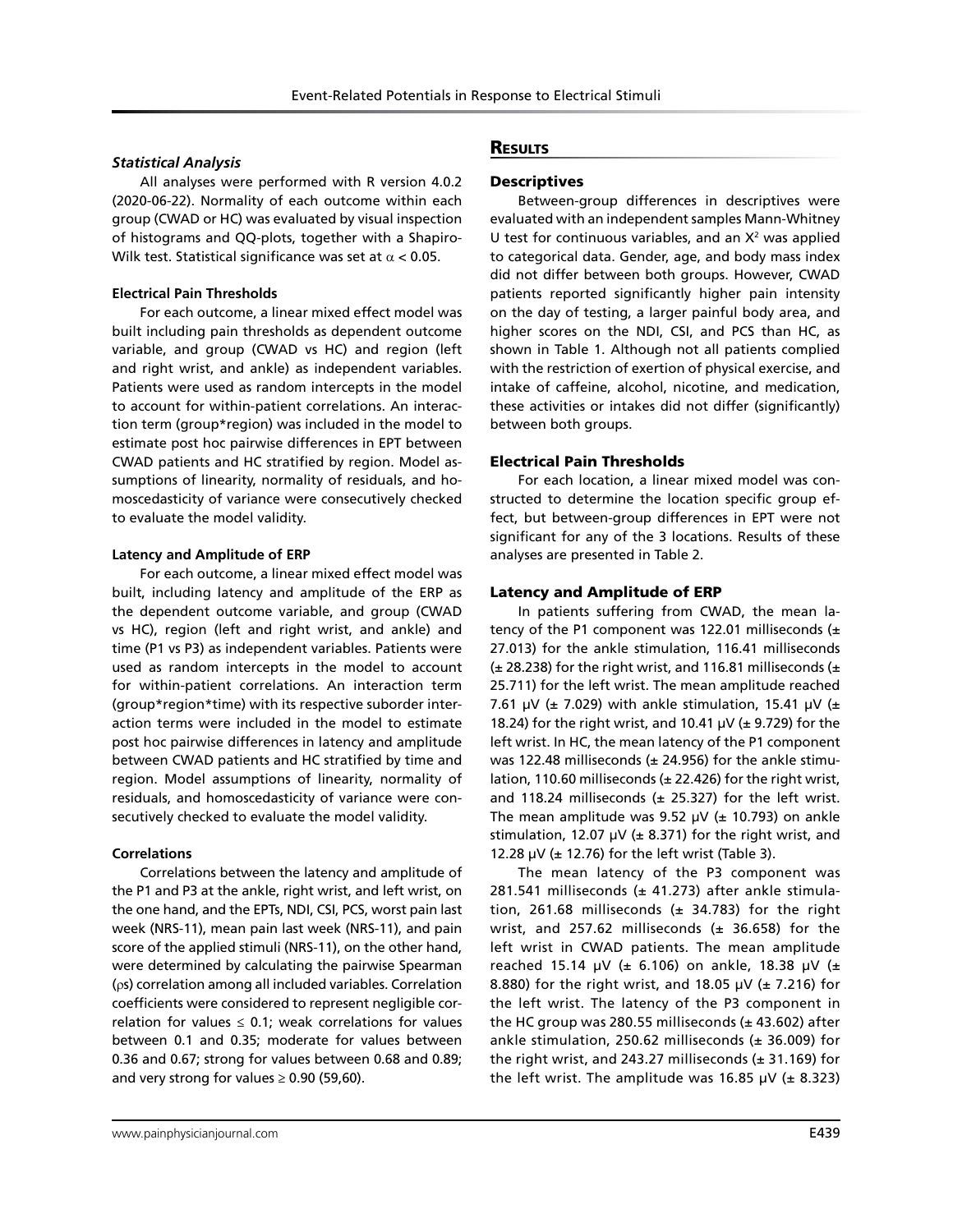### *Statistical Analysis*

All analyses were performed with R version 4.0.2 (2020-06-22). Normality of each outcome within each group (CWAD or HC) was evaluated by visual inspection of histograms and QQ-plots, together with a Shapiro-Wilk test. Statistical significance was set at $\alpha < 0.05$.

#### Electrical Pain Thresholds

For each outcome, a linear mixed effect model was built including pain thresholds as dependent outcome variable, and group (CWAD vs HC) and region (left and right wrist, and ankle) as independent variables. Patients were used as random intercepts in the model to account for within-patient correlations. An interaction term (group*region) was included in the model to estimate post hoc pairwise differences in EPT between CWAD patients and HC stratified by region. Model assumptions of linearity, normality of residuals, and homoscedasticity of variance were consecutively checked to evaluate the model validity.

#### Latency and Amplitude of ERP

For each outcome, a linear mixed effect model was built, including latency and amplitude of the ERP as the dependent outcome variable, and group (CWAD vs HC), region (left and right wrist, and ankle) and time (P1 vs P3) as independent variables. Patients were used as random intercepts in the model to account for within-patient correlations. An interaction term (group*region*time) with its respective suborder interaction terms were included in the model to estimate post hoc pairwise differences in latency and amplitude between CWAD patients and HC stratified by time and region. Model assumptions of linearity, normality of residuals, and homoscedasticity of variance were consecutively checked to evaluate the model validity.

#### Correlations

Correlations between the latency and amplitude of the P1 and P3 at the ankle, right wrist, and left wrist, on the one hand, and the EPTs, NDI, CSI, PCS, worst pain last week (NRS-11), mean pain last week (NRS-11), and pain score of the applied stimuli (NRS-11), on the other hand, were determined by calculating the pairwise Spearman ($\rho$s) correlation among all included variables. Correlation coefficients were considered to represent negligible correlation for values $\leq 0.1$; weak correlations for values between 0.1 and 0.35; moderate for values between 0.36 and 0.67; strong for values between 0.68 and 0.89; and very strong for values $\geq 0.90$ (59,60).

## Results

### Descriptives

Between-group differences in descriptives were evaluated with an independent samples Mann-Whitney U test for continuous variables, and an $X^2$ was applied to categorical data. Gender, age, and body mass index did not differ between both groups. However, CWAD patients reported significantly higher pain intensity on the day of testing, a larger painful body area, and higher scores on the NDI, CSI, and PCS than HC, as shown in Table 1. Although not all patients complied with the restriction of exertion of physical exercise, and intake of caffeine, alcohol, nicotine, and medication, these activities or intakes did not differ (significantly) between both groups.

### Electrical Pain Thresholds

For each location, a linear mixed model was constructed to determine the location specific group effect, but between-group differences in EPT were not significant for any of the 3 locations. Results of these analyses are presented in Table 2.

### Latency and Amplitude of ERP

In patients suffering from CWAD, the mean latency of the P1 component was 122.01 milliseconds (± 27.013) for the ankle stimulation, 116.41 milliseconds (± 28.238) for the right wrist, and 116.81 milliseconds (± 25.711) for the left wrist. The mean amplitude reached 7.61 µV (± 7.029) with ankle stimulation, 15.41 µV (± 18.24) for the right wrist, and 10.41 µV (± 9.729) for the left wrist. In HC, the mean latency of the P1 component was 122.48 milliseconds (± 24.956) for the ankle stimulation, 110.60 milliseconds (± 22.426) for the right wrist, and 118.24 milliseconds (± 25.327) for the left wrist. The mean amplitude was 9.52 µV (± 10.793) on ankle stimulation, 12.07 µV (± 8.371) for the right wrist, and 12.28 µV (± 12.76) for the left wrist (Table 3).

The mean latency of the P3 component was 281.541 milliseconds (± 41.273) after ankle stimulation, 261.68 milliseconds (± 34.783) for the right wrist, and 257.62 milliseconds (± 36.658) for the left wrist in CWAD patients. The mean amplitude reached 15.14 µV (± 6.106) on ankle, 18.38 µV (± 8.880) for the right wrist, and 18.05 µV (± 7.216) for the left wrist. The latency of the P3 component in the HC group was 280.55 milliseconds (± 43.602) after ankle stimulation, 250.62 milliseconds (± 36.009) for the right wrist, and 243.27 milliseconds (± 31.169) for the left wrist. The amplitude was 16.85 µV (± 8.323)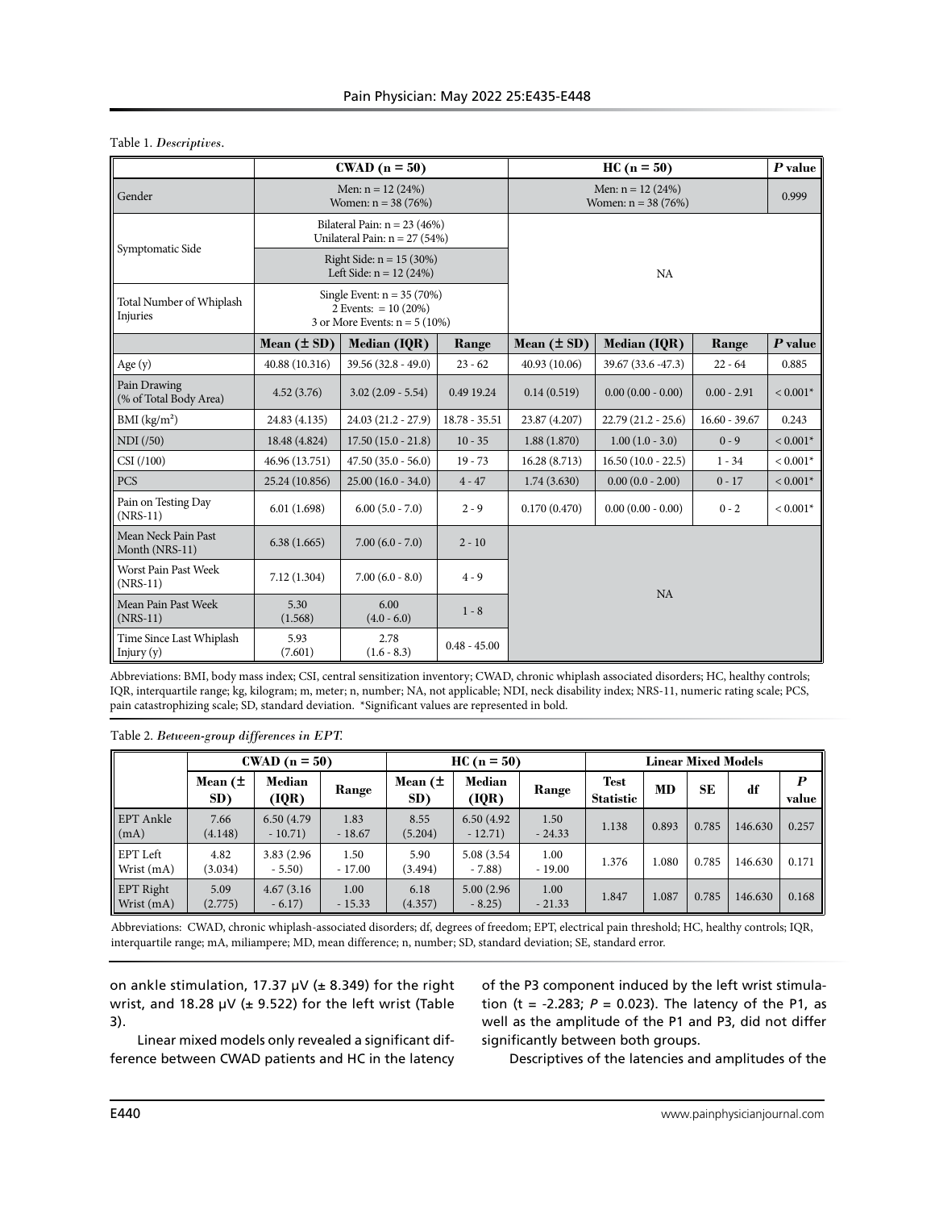Table 1. *Descriptives.*

| | CWAD (n = 50) | | | HC (n = 50) | | | *P* value |
|---|---|---|---|---|---|---|---|
| Gender | Men: n = 12 (24%) Women: n = 38 (76%) | | | Men: n = 12 (24%) Women: n = 38 (76%) | | | 0.999 |
| Symptomatic Side | Bilateral Pain: n = 23 (46%) Unilateral Pain: n = 27 (54%) | | | NA | | | |
| | Right Side: n = 15 (30%) Left Side: n = 12 (24%) | | | | | | |
| Total Number of Whiplash Injuries | Single Event: n = 35 (70%) 2 Events: = 10 (20%) 3 or More Events: n = 5 (10%) | | | | | | |
| | **Mean (± SD)** | **Median (IQR)** | **Range** | **Mean (± SD)** | **Median (IQR)** | **Range** | ***P* value** |
| Age (y) | 40.88 (10.316) | 39.56 (32.8 - 49.0) | 23 - 62 | 40.93 (10.06) | 39.67 (33.6 -47.3) | 22 - 64 | 0.885 |
| Pain Drawing (% of Total Body Area) | 4.52 (3.76) | 3.02 (2.09 - 5.54) | 0.49 19.24 | 0.14 (0.519) | 0.00 (0.00 - 0.00) | 0.00 - 2.91 | < 0.001* |
| BMI (kg/m²) | 24.83 (4.135) | 24.03 (21.2 - 27.9) | 18.78 - 35.51 | 23.87 (4.207) | 22.79 (21.2 - 25.6) | 16.60 - 39.67 | 0.243 |
| NDI (/50) | 18.48 (4.824) | 17.50 (15.0 - 21.8) | 10 - 35 | 1.88 (1.870) | 1.00 (1.0 - 3.0) | 0 - 9 | < 0.001* |
| CSI (/100) | 46.96 (13.751) | 47.50 (35.0 - 56.0) | 19 - 73 | 16.28 (8.713) | 16.50 (10.0 - 22.5) | 1 - 34 | < 0.001* |
| PCS | 25.24 (10.856) | 25.00 (16.0 - 34.0) | 4 - 47 | 1.74 (3.630) | 0.00 (0.0 - 2.00) | 0 - 17 | < 0.001* |
| Pain on Testing Day (NRS-11) | 6.01 (1.698) | 6.00 (5.0 - 7.0) | 2 - 9 | 0.170 (0.470) | 0.00 (0.00 - 0.00) | 0 - 2 | < 0.001* |
| Mean Neck Pain Past Month (NRS-11) | 6.38 (1.665) | 7.00 (6.0 - 7.0) | 2 - 10 | NA | | | |
| Worst Pain Past Week (NRS-11) | 7.12 (1.304) | 7.00 (6.0 - 8.0) | 4 - 9 | | | | |
| Mean Pain Past Week (NRS-11) | 5.30 (1.568) | 6.00 (4.0 - 6.0) | 1 - 8 | | | | |
| Time Since Last Whiplash Injury (y) | 5.93 (7.601) | 2.78 (1.6 - 8.3) | 0.48 - 45.00 | | | | |

Abbreviations: BMI, body mass index; CSI, central sensitization inventory; CWAD, chronic whiplash associated disorders; HC, healthy controls; IQR, interquartile range; kg, kilogram; m, meter; n, number; NA, not applicable; NDI, neck disability index; NRS-11, numeric rating scale; PCS, pain catastrophizing scale; SD, standard deviation. *Significant values are represented in bold.

Table 2. *Between-group differences in EPT.*

| | CWAD (n = 50) | | | HC (n = 50) | | | Linear Mixed Models | | | | |
|---|---|---|---|---|---|---|---|---|---|---|---|
| | **Mean (± SD)** | **Median (IQR)** | **Range** | **Mean (± SD)** | **Median (IQR)** | **Range** | **Test Statistic** | **MD** | **SE** | **df** | ***P* value** |
| EPT Ankle (mA) | 7.66 (4.148) | 6.50 (4.79 - 10.71) | 1.83 - 18.67 | 8.55 (5.204) | 6.50 (4.92 - 12.71) | 1.50 - 24.33 | 1.138 | 0.893 | 0.785 | 146.630 | 0.257 |
| EPT Left Wrist (mA) | 4.82 (3.034) | 3.83 (2.96 - 5.50) | 1.50 - 17.00 | 5.90 (3.494) | 5.08 (3.54 - 7.88) | 1.00 - 19.00 | 1.376 | 1.080 | 0.785 | 146.630 | 0.171 |
| EPT Right Wrist (mA) | 5.09 (2.775) | 4.67 (3.16 - 6.17) | 1.00 - 15.33 | 6.18 (4.357) | 5.00 (2.96 - 8.25) | 1.00 - 21.33 | 1.847 | 1.087 | 0.785 | 146.630 | 0.168 |

Abbreviations: CWAD, chronic whiplash-associated disorders; df, degrees of freedom; EPT, electrical pain threshold; HC, healthy controls; IQR, interquartile range; mA, miliampere; MD, mean difference; n, number; SD, standard deviation; SE, standard error.

on ankle stimulation, 17.37 μV (± 8.349) for the right wrist, and 18.28 μV (± 9.522) for the left wrist (Table 3).

Linear mixed models only revealed a significant difference between CWAD patients and HC in the latency of the P3 component induced by the left wrist stimulation (t = -2.283; $P = 0.023$). The latency of the P1, as well as the amplitude of the P1 and P3, did not differ significantly between both groups.

Descriptives of the latencies and amplitudes of the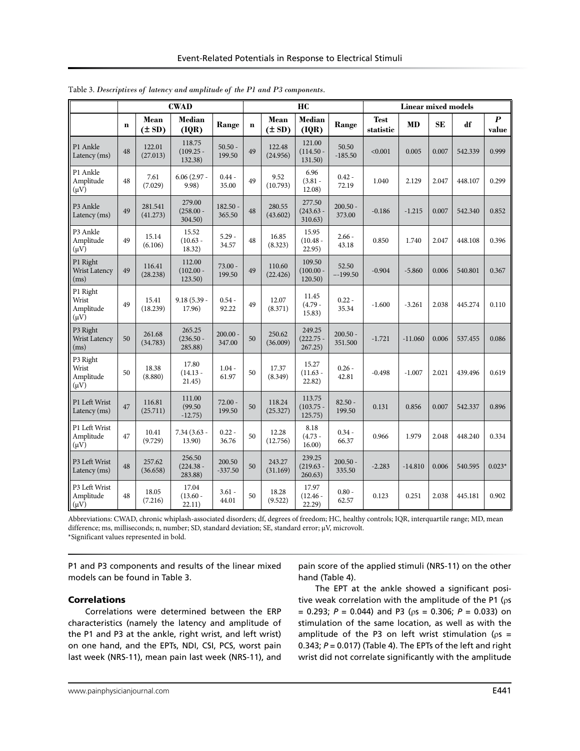Table 3. *Descriptives of latency and amplitude of the P1 and P3 components.*

| | CWAD | | | | HC | | | | Linear mixed models | | | | |
|---|---|---|---|---|---|---|---|---|---|---|---|---|---|
| | n | Mean (± SD) | Median (IQR) | Range | n | Mean (± SD) | Median (IQR) | Range | Test statistic | MD | SE | df | *P* value |
| P1 Ankle Latency (ms) | 48 | 122.01 (27.013) | 118.75 (109.25 - 132.38) | 50.50 - 199.50 | 49 | 122.48 (24.956) | 121.00 (114.50 - 131.50) | 50.50 -185.50 | <0.001 | 0.005 | 0.007 | 542.339 | 0.999 |
| P1 Ankle Amplitude (μV) | 48 | 7.61 (7.029) | 6.06 (2.97 - 9.98) | 0.44 - 35.00 | 49 | 9.52 (10.793) | 6.96 (3.81 - 12.08) | 0.42 - 72.19 | 1.040 | 2.129 | 2.047 | 448.107 | 0.299 |
| P3 Ankle Latency (ms) | 49 | 281.541 (41.273) | 279.00 (258.00 - 304.50) | 182.50 - 365.50 | 48 | 280.55 (43.602) | 277.50 (243.63 - 310.63) | 200.50 - 373.00 | -0.186 | -1.215 | 0.007 | 542.340 | 0.852 |
| P3 Ankle Amplitude (μV) | 49 | 15.14 (6.106) | 15.52 (10.63 - 18.32) | 5.29 - 34.57 | 48 | 16.85 (8.323) | 15.95 (10.48 - 22.95) | 2.66 - 43.18 | 0.850 | 1.740 | 2.047 | 448.108 | 0.396 |
| P1 Right Wrist Latency (ms) | 49 | 116.41 (28.238) | 112.00 (102.00 - 123.50) | 73.00 - 199.50 | 49 | 110.60 (22.426) | 109.50 (100.00 - 120.50) | 52.50 –-199.50 | -0.904 | -5.860 | 0.006 | 540.801 | 0.367 |
| P1 Right Wrist Amplitude (μV) | 49 | 15.41 (18.239) | 9.18 (5.39 - 17.96) | 0.54 - 92.22 | 49 | 12.07 (8.371) | 11.45 (4.79 - 15.83) | 0.22 - 35.34 | -1.600 | -3.261 | 2.038 | 445.274 | 0.110 |
| P3 Right Wrist Latency (ms) | 50 | 261.68 (34.783) | 265.25 (236.50 - 285.88) | 200.00 - 347.00 | 50 | 250.62 (36.009) | 249.25 (222.75 - 267.25) | 200.50 - 351.500 | -1.721 | -11.060 | 0.006 | 537.455 | 0.086 |
| P3 Right Wrist Amplitude (μV) | 50 | 18.38 (8.880) | 17.80 (14.13 - 21.45) | 1.04 - 61.97 | 50 | 17.37 (8.349) | 15.27 (11.63 - 22.82) | 0.26 - 42.81 | -0.498 | -1.007 | 2.021 | 439.496 | 0.619 |
| P1 Left Wrist Latency (ms) | 47 | 116.81 (25.711) | 111.00 (99.50 -12.75) | 72.00 - 199.50 | 50 | 118.24 (25.327) | 113.75 (103.75 - 125.75) | 82.50 - 199.50 | 0.131 | 0.856 | 0.007 | 542.337 | 0.896 |
| P1 Left Wrist Amplitude (μV) | 47 | 10.41 (9.729) | 7.34 (3.63 - 13.90) | 0.22 - 36.76 | 50 | 12.28 (12.756) | 8.18 (4.73 - 16.00) | 0.34 - 66.37 | 0.966 | 1.979 | 2.048 | 448.240 | 0.334 |
| P3 Left Wrist Latency (ms) | 48 | 257.62 (36.658) | 256.50 (224.38 - 283.88) | 200.50 -337.50 | 50 | 243.27 (31.169) | 239.25 (219.63 - 260.63) | 200.50 - 335.50 | -2.283 | -14.810 | 0.006 | 540.595 | 0.023* |
| P3 Left Wrist Amplitude (μV) | 48 | 18.05 (7.216) | 17.04 (13.60 - 22.11) | 3.61 - 44.01 | 50 | 18.28 (9.522) | 17.97 (12.46 - 22.29) | 0.80 - 62.57 | 0.123 | 0.251 | 2.038 | 445.181 | 0.902 |

Abbreviations: CWAD, chronic whiplash-associated disorders; df, degrees of freedom; HC, healthy controls; IQR, interquartile range; MD, mean difference; ms, milliseconds; n, number; SD, standard deviation; SE, standard error; μV, microvolt.
*Significant values represented in bold.

P1 and P3 components and results of the linear mixed models can be found in Table 3.

### Correlations

Correlations were determined between the ERP characteristics (namely the latency and amplitude of the P1 and P3 at the ankle, right wrist, and left wrist) on one hand, and the EPTs, NDI, CSI, PCS, worst pain last week (NRS-11), mean pain last week (NRS-11), and pain score of the applied stimuli (NRS-11) on the other hand (Table 4).

The EPT at the ankle showed a significant positive weak correlation with the amplitude of the P1 ($\rho s = 0.293$; $P = 0.044$) and P3 ($\rho s = 0.306$; $P = 0.033$) on stimulation of the same location, as well as with the amplitude of the P3 on left wrist stimulation ($\rho s = 0.343$; $P = 0.017$) (Table 4). The EPTs of the left and right wrist did not correlate significantly with the amplitude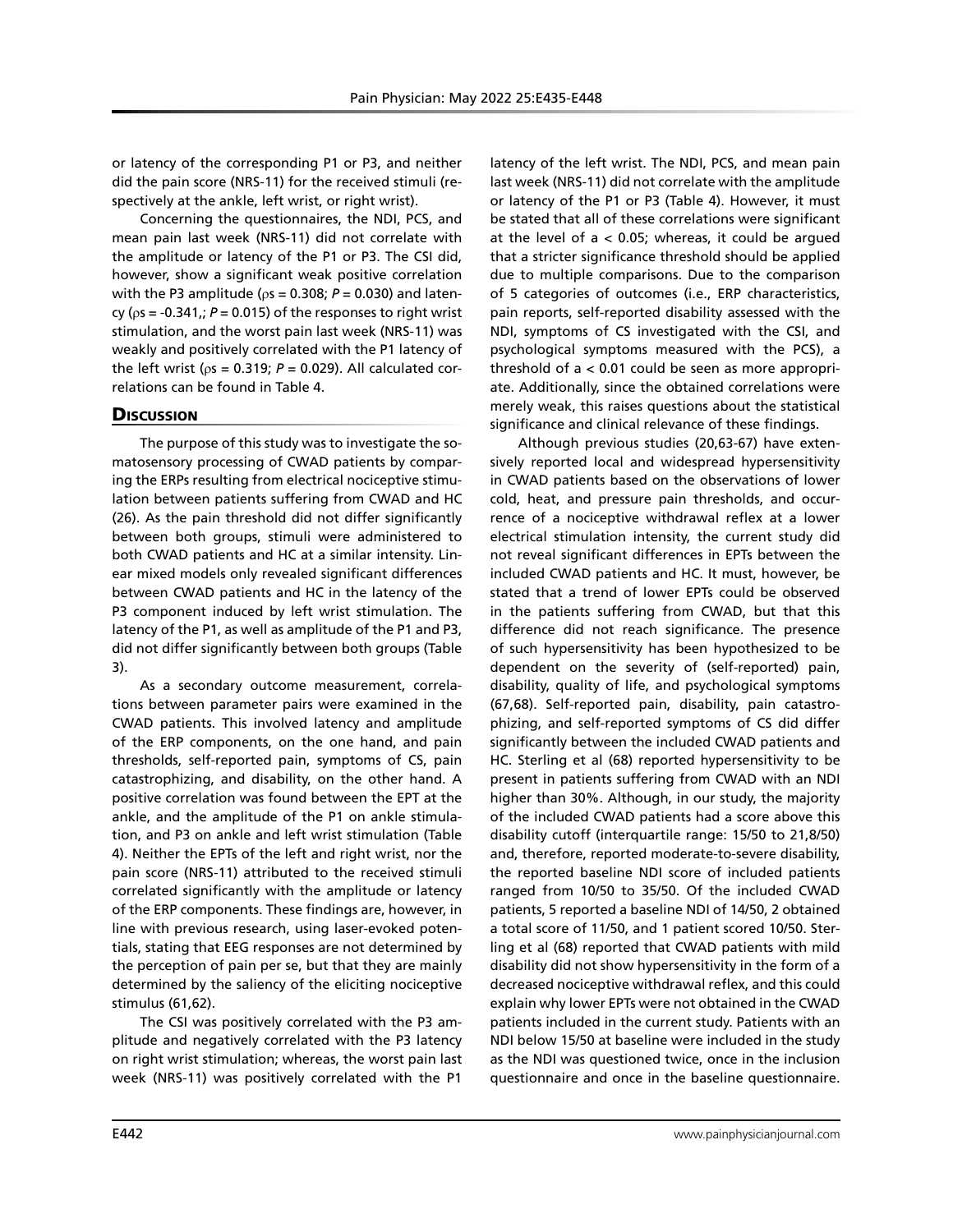or latency of the corresponding P1 or P3, and neither did the pain score (NRS-11) for the received stimuli (respectively at the ankle, left wrist, or right wrist).

Concerning the questionnaires, the NDI, PCS, and mean pain last week (NRS-11) did not correlate with the amplitude or latency of the P1 or P3. The CSI did, however, show a significant weak positive correlation with the P3 amplitude ($\rho s = 0.308$; $P = 0.030$) and latency ($\rho s = -0.341$,; $P = 0.015$) of the responses to right wrist stimulation, and the worst pain last week (NRS-11) was weakly and positively correlated with the P1 latency of the left wrist ($\rho s = 0.319$; $P = 0.029$). All calculated correlations can be found in Table 4.

## Discussion

The purpose of this study was to investigate the somatosensory processing of CWAD patients by comparing the ERPs resulting from electrical nociceptive stimulation between patients suffering from CWAD and HC (26). As the pain threshold did not differ significantly between both groups, stimuli were administered to both CWAD patients and HC at a similar intensity. Linear mixed models only revealed significant differences between CWAD patients and HC in the latency of the P3 component induced by left wrist stimulation. The latency of the P1, as well as amplitude of the P1 and P3, did not differ significantly between both groups (Table 3).

As a secondary outcome measurement, correlations between parameter pairs were examined in the CWAD patients. This involved latency and amplitude of the ERP components, on the one hand, and pain thresholds, self-reported pain, symptoms of CS, pain catastrophizing, and disability, on the other hand. A positive correlation was found between the EPT at the ankle, and the amplitude of the P1 on ankle stimulation, and P3 on ankle and left wrist stimulation (Table 4). Neither the EPTs of the left and right wrist, nor the pain score (NRS-11) attributed to the received stimuli correlated significantly with the amplitude or latency of the ERP components. These findings are, however, in line with previous research, using laser-evoked potentials, stating that EEG responses are not determined by the perception of pain per se, but that they are mainly determined by the saliency of the eliciting nociceptive stimulus (61,62).

The CSI was positively correlated with the P3 amplitude and negatively correlated with the P3 latency on right wrist stimulation; whereas, the worst pain last week (NRS-11) was positively correlated with the P1 latency of the left wrist. The NDI, PCS, and mean pain last week (NRS-11) did not correlate with the amplitude or latency of the P1 or P3 (Table 4). However, it must be stated that all of these correlations were significant at the level of $a < 0.05$; whereas, it could be argued that a stricter significance threshold should be applied due to multiple comparisons. Due to the comparison of 5 categories of outcomes (i.e., ERP characteristics, pain reports, self-reported disability assessed with the NDI, symptoms of CS investigated with the CSI, and psychological symptoms measured with the PCS), a threshold of $a < 0.01$ could be seen as more appropriate. Additionally, since the obtained correlations were merely weak, this raises questions about the statistical significance and clinical relevance of these findings.

Although previous studies (20,63-67) have extensively reported local and widespread hypersensitivity in CWAD patients based on the observations of lower cold, heat, and pressure pain thresholds, and occurrence of a nociceptive withdrawal reflex at a lower electrical stimulation intensity, the current study did not reveal significant differences in EPTs between the included CWAD patients and HC. It must, however, be stated that a trend of lower EPTs could be observed in the patients suffering from CWAD, but that this difference did not reach significance. The presence of such hypersensitivity has been hypothesized to be dependent on the severity of (self-reported) pain, disability, quality of life, and psychological symptoms (67,68). Self-reported pain, disability, pain catastrophizing, and self-reported symptoms of CS did differ significantly between the included CWAD patients and HC. Sterling et al (68) reported hypersensitivity to be present in patients suffering from CWAD with an NDI higher than 30%. Although, in our study, the majority of the included CWAD patients had a score above this disability cutoff (interquartile range: 15/50 to 21,8/50) and, therefore, reported moderate-to-severe disability, the reported baseline NDI score of included patients ranged from 10/50 to 35/50. Of the included CWAD patients, 5 reported a baseline NDI of 14/50, 2 obtained a total score of 11/50, and 1 patient scored 10/50. Sterling et al (68) reported that CWAD patients with mild disability did not show hypersensitivity in the form of a decreased nociceptive withdrawal reflex, and this could explain why lower EPTs were not obtained in the CWAD patients included in the current study. Patients with an NDI below 15/50 at baseline were included in the study as the NDI was questioned twice, once in the inclusion questionnaire and once in the baseline questionnaire.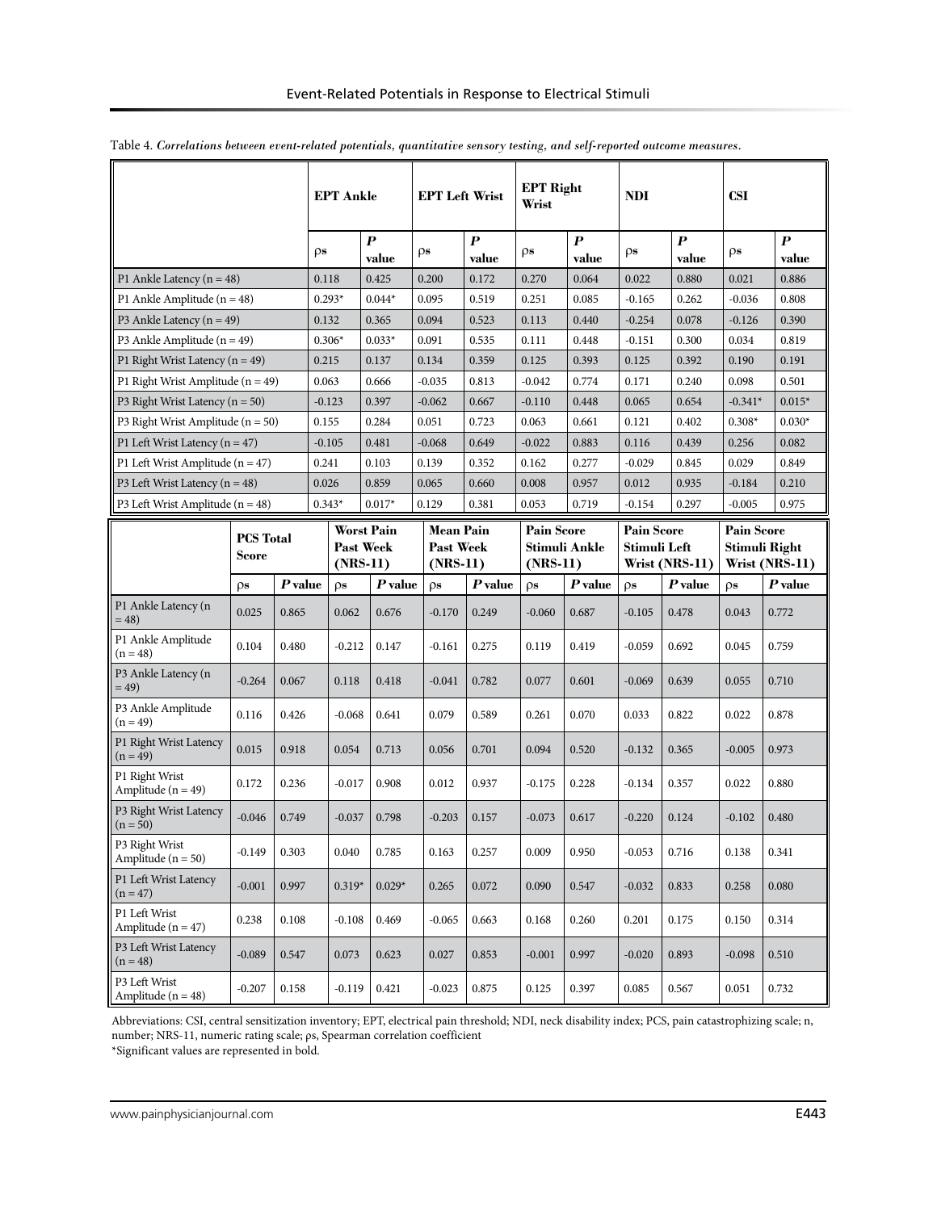Table 4. *Correlations between event-related potentials, quantitative sensory testing, and self-reported outcome measures.*

| | EPT Ankle | | EPT Left Wrist | | EPT Right Wrist | | NDI | | CSI | |
|---|---|---|---|---|---|---|---|---|---|---|
| | ρs | *P* value | ρs | *P* value | ρs | *P* value | ρs | *P* value | ρs | *P* value |
| P1 Ankle Latency (n = 48) | 0.118 | 0.425 | 0.200 | 0.172 | 0.270 | 0.064 | 0.022 | 0.880 | 0.021 | 0.886 |
| P1 Ankle Amplitude (n = 48) | 0.293* | 0.044* | 0.095 | 0.519 | 0.251 | 0.085 | -0.165 | 0.262 | -0.036 | 0.808 |
| P3 Ankle Latency (n = 49) | 0.132 | 0.365 | 0.094 | 0.523 | 0.113 | 0.440 | -0.254 | 0.078 | -0.126 | 0.390 |
| P3 Ankle Amplitude (n = 49) | 0.306* | 0.033* | 0.091 | 0.535 | 0.111 | 0.448 | -0.151 | 0.300 | 0.034 | 0.819 |
| P1 Right Wrist Latency (n = 49) | 0.215 | 0.137 | 0.134 | 0.359 | 0.125 | 0.393 | 0.125 | 0.392 | 0.190 | 0.191 |
| P1 Right Wrist Amplitude (n = 49) | 0.063 | 0.666 | -0.035 | 0.813 | -0.042 | 0.774 | 0.171 | 0.240 | 0.098 | 0.501 |
| P3 Right Wrist Latency (n = 50) | -0.123 | 0.397 | -0.062 | 0.667 | -0.110 | 0.448 | 0.065 | 0.654 | -0.341* | 0.015* |
| P3 Right Wrist Amplitude (n = 50) | 0.155 | 0.284 | 0.051 | 0.723 | 0.063 | 0.661 | 0.121 | 0.402 | 0.308* | 0.030* |
| P1 Left Wrist Latency (n = 47) | -0.105 | 0.481 | -0.068 | 0.649 | -0.022 | 0.883 | 0.116 | 0.439 | 0.256 | 0.082 |
| P1 Left Wrist Amplitude (n = 47) | 0.241 | 0.103 | 0.139 | 0.352 | 0.162 | 0.277 | -0.029 | 0.845 | 0.029 | 0.849 |
| P3 Left Wrist Latency (n = 48) | 0.026 | 0.859 | 0.065 | 0.660 | 0.008 | 0.957 | 0.012 | 0.935 | -0.184 | 0.210 |
| P3 Left Wrist Amplitude (n = 48) | 0.343* | 0.017* | 0.129 | 0.381 | 0.053 | 0.719 | -0.154 | 0.297 | -0.005 | 0.975 |

| | PCS Total Score | | Worst Pain Past Week (NRS-11) | | Mean Pain Past Week (NRS-11) | | Pain Score Stimuli Ankle (NRS-11) | | Pain Score Stimuli Left Wrist (NRS-11) | | Pain Score Stimuli Right Wrist (NRS-11) | |
|---|---|---|---|---|---|---|---|---|---|---|---|---|
| | ρs | *P* value | ρs | *P* value | ρs | *P* value | ρs | *P* value | ρs | *P* value | ρs | *P* value |
| P1 Ankle Latency (n = 48) | 0.025 | 0.865 | 0.062 | 0.676 | -0.170 | 0.249 | -0.060 | 0.687 | -0.105 | 0.478 | 0.043 | 0.772 |
| P1 Ankle Amplitude (n = 48) | 0.104 | 0.480 | -0.212 | 0.147 | -0.161 | 0.275 | 0.119 | 0.419 | -0.059 | 0.692 | 0.045 | 0.759 |
| P3 Ankle Latency (n = 49) | -0.264 | 0.067 | 0.118 | 0.418 | -0.041 | 0.782 | 0.077 | 0.601 | -0.069 | 0.639 | 0.055 | 0.710 |
| P3 Ankle Amplitude (n = 49) | 0.116 | 0.426 | -0.068 | 0.641 | 0.079 | 0.589 | 0.261 | 0.070 | 0.033 | 0.822 | 0.022 | 0.878 |
| P1 Right Wrist Latency (n = 49) | 0.015 | 0.918 | 0.054 | 0.713 | 0.056 | 0.701 | 0.094 | 0.520 | -0.132 | 0.365 | -0.005 | 0.973 |
| P1 Right Wrist Amplitude (n = 49) | 0.172 | 0.236 | -0.017 | 0.908 | 0.012 | 0.937 | -0.175 | 0.228 | -0.134 | 0.357 | 0.022 | 0.880 |
| P3 Right Wrist Latency (n = 50) | -0.046 | 0.749 | -0.037 | 0.798 | -0.203 | 0.157 | -0.073 | 0.617 | -0.220 | 0.124 | -0.102 | 0.480 |
| P3 Right Wrist Amplitude (n = 50) | -0.149 | 0.303 | 0.040 | 0.785 | 0.163 | 0.257 | 0.009 | 0.950 | -0.053 | 0.716 | 0.138 | 0.341 |
| P1 Left Wrist Latency (n = 47) | -0.001 | 0.997 | 0.319* | 0.029* | 0.265 | 0.072 | 0.090 | 0.547 | -0.032 | 0.833 | 0.258 | 0.080 |
| P1 Left Wrist Amplitude (n = 47) | 0.238 | 0.108 | -0.108 | 0.469 | -0.065 | 0.663 | 0.168 | 0.260 | 0.201 | 0.175 | 0.150 | 0.314 |
| P3 Left Wrist Latency (n = 48) | -0.089 | 0.547 | 0.073 | 0.623 | 0.027 | 0.853 | -0.001 | 0.997 | -0.020 | 0.893 | -0.098 | 0.510 |
| P3 Left Wrist Amplitude (n = 48) | -0.207 | 0.158 | -0.119 | 0.421 | -0.023 | 0.875 | 0.125 | 0.397 | 0.085 | 0.567 | 0.051 | 0.732 |

Abbreviations: CSI, central sensitization inventory; EPT, electrical pain threshold; NDI, neck disability index; PCS, pain catastrophizing scale; n, number; NRS-11, numeric rating scale; ρs, Spearman correlation coefficient

*Significant values are represented in bold.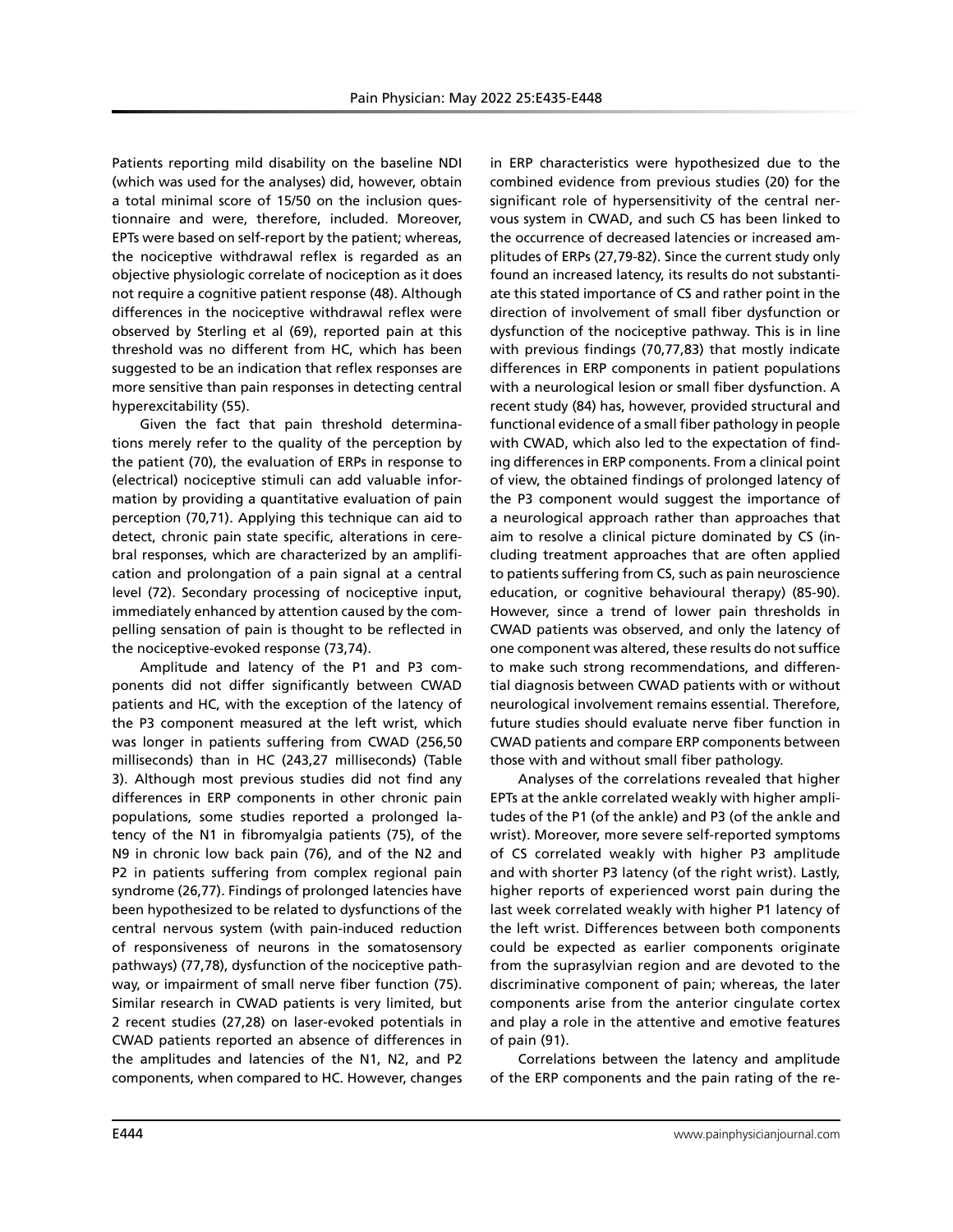Patients reporting mild disability on the baseline NDI (which was used for the analyses) did, however, obtain a total minimal score of 15/50 on the inclusion questionnaire and were, therefore, included. Moreover, EPTs were based on self-report by the patient; whereas, the nociceptive withdrawal reflex is regarded as an objective physiologic correlate of nociception as it does not require a cognitive patient response (48). Although differences in the nociceptive withdrawal reflex were observed by Sterling et al (69), reported pain at this threshold was no different from HC, which has been suggested to be an indication that reflex responses are more sensitive than pain responses in detecting central hyperexcitability (55).

Given the fact that pain threshold determinations merely refer to the quality of the perception by the patient (70), the evaluation of ERPs in response to (electrical) nociceptive stimuli can add valuable information by providing a quantitative evaluation of pain perception (70,71). Applying this technique can aid to detect, chronic pain state specific, alterations in cerebral responses, which are characterized by an amplification and prolongation of a pain signal at a central level (72). Secondary processing of nociceptive input, immediately enhanced by attention caused by the compelling sensation of pain is thought to be reflected in the nociceptive-evoked response (73,74).

Amplitude and latency of the P1 and P3 components did not differ significantly between CWAD patients and HC, with the exception of the latency of the P3 component measured at the left wrist, which was longer in patients suffering from CWAD (256,50 milliseconds) than in HC (243,27 milliseconds) (Table 3). Although most previous studies did not find any differences in ERP components in other chronic pain populations, some studies reported a prolonged latency of the N1 in fibromyalgia patients (75), of the N9 in chronic low back pain (76), and of the N2 and P2 in patients suffering from complex regional pain syndrome (26,77). Findings of prolonged latencies have been hypothesized to be related to dysfunctions of the central nervous system (with pain-induced reduction of responsiveness of neurons in the somatosensory pathways) (77,78), dysfunction of the nociceptive pathway, or impairment of small nerve fiber function (75). Similar research in CWAD patients is very limited, but 2 recent studies (27,28) on laser-evoked potentials in CWAD patients reported an absence of differences in the amplitudes and latencies of the N1, N2, and P2 components, when compared to HC. However, changes in ERP characteristics were hypothesized due to the combined evidence from previous studies (20) for the significant role of hypersensitivity of the central nervous system in CWAD, and such CS has been linked to the occurrence of decreased latencies or increased amplitudes of ERPs (27,79-82). Since the current study only found an increased latency, its results do not substantiate this stated importance of CS and rather point in the direction of involvement of small fiber dysfunction or dysfunction of the nociceptive pathway. This is in line with previous findings (70,77,83) that mostly indicate differences in ERP components in patient populations with a neurological lesion or small fiber dysfunction. A recent study (84) has, however, provided structural and functional evidence of a small fiber pathology in people with CWAD, which also led to the expectation of finding differences in ERP components. From a clinical point of view, the obtained findings of prolonged latency of the P3 component would suggest the importance of a neurological approach rather than approaches that aim to resolve a clinical picture dominated by CS (including treatment approaches that are often applied to patients suffering from CS, such as pain neuroscience education, or cognitive behavioural therapy) (85-90). However, since a trend of lower pain thresholds in CWAD patients was observed, and only the latency of one component was altered, these results do not suffice to make such strong recommendations, and differential diagnosis between CWAD patients with or without neurological involvement remains essential. Therefore, future studies should evaluate nerve fiber function in CWAD patients and compare ERP components between those with and without small fiber pathology.

Analyses of the correlations revealed that higher EPTs at the ankle correlated weakly with higher amplitudes of the P1 (of the ankle) and P3 (of the ankle and wrist). Moreover, more severe self-reported symptoms of CS correlated weakly with higher P3 amplitude and with shorter P3 latency (of the right wrist). Lastly, higher reports of experienced worst pain during the last week correlated weakly with higher P1 latency of the left wrist. Differences between both components could be expected as earlier components originate from the suprasylvian region and are devoted to the discriminative component of pain; whereas, the later components arise from the anterior cingulate cortex and play a role in the attentive and emotive features of pain (91).

Correlations between the latency and amplitude of the ERP components and the pain rating of the re-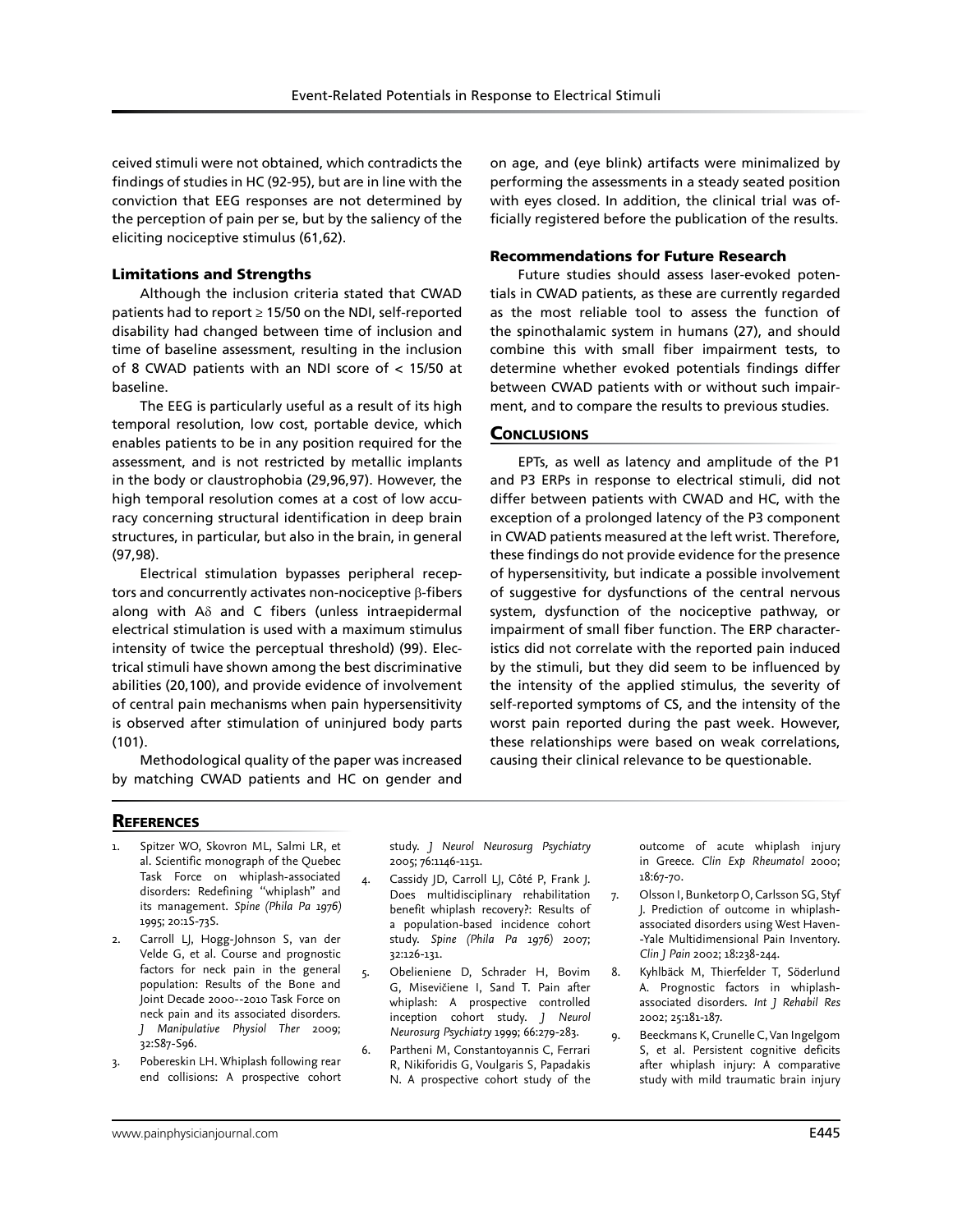ceived stimuli were not obtained, which contradicts the findings of studies in HC (92-95), but are in line with the conviction that EEG responses are not determined by the perception of pain per se, but by the saliency of the eliciting nociceptive stimulus (61,62).

### Limitations and Strengths

Although the inclusion criteria stated that CWAD patients had to report ≥ 15/50 on the NDI, self-reported disability had changed between time of inclusion and time of baseline assessment, resulting in the inclusion of 8 CWAD patients with an NDI score of < 15/50 at baseline.

The EEG is particularly useful as a result of its high temporal resolution, low cost, portable device, which enables patients to be in any position required for the assessment, and is not restricted by metallic implants in the body or claustrophobia (29,96,97). However, the high temporal resolution comes at a cost of low accuracy concerning structural identification in deep brain structures, in particular, but also in the brain, in general (97,98).

Electrical stimulation bypasses peripheral receptors and concurrently activates non-nociceptive β-fibers along with Aδ and C fibers (unless intraepidermal electrical stimulation is used with a maximum stimulus intensity of twice the perceptual threshold) (99). Electrical stimuli have shown among the best discriminative abilities (20,100), and provide evidence of involvement of central pain mechanisms when pain hypersensitivity is observed after stimulation of uninjured body parts (101).

Methodological quality of the paper was increased by matching CWAD patients and HC on gender and on age, and (eye blink) artifacts were minimalized by performing the assessments in a steady seated position with eyes closed. In addition, the clinical trial was officially registered before the publication of the results.

### Recommendations for Future Research

Future studies should assess laser-evoked potentials in CWAD patients, as these are currently regarded as the most reliable tool to assess the function of the spinothalamic system in humans (27), and should combine this with small fiber impairment tests, to determine whether evoked potentials findings differ between CWAD patients with or without such impairment, and to compare the results to previous studies.

## Conclusions

EPTs, as well as latency and amplitude of the P1 and P3 ERPs in response to electrical stimuli, did not differ between patients with CWAD and HC, with the exception of a prolonged latency of the P3 component in CWAD patients measured at the left wrist. Therefore, these findings do not provide evidence for the presence of hypersensitivity, but indicate a possible involvement of suggestive for dysfunctions of the central nervous system, dysfunction of the nociceptive pathway, or impairment of small fiber function. The ERP characteristics did not correlate with the reported pain induced by the stimuli, but they did seem to be influenced by the intensity of the applied stimulus, the severity of self-reported symptoms of CS, and the intensity of the worst pain reported during the past week. However, these relationships were based on weak correlations, causing their clinical relevance to be questionable.

## References

1. Spitzer WO, Skovron ML, Salmi LR, et al. Scientific monograph of the Quebec Task Force on whiplash-associated disorders: Redefining "whiplash" and its management. *Spine (Phila Pa 1976)* 1995; 20:1S-73S.
2. Carroll LJ, Hogg-Johnson S, van der Velde G, et al. Course and prognostic factors for neck pain in the general population: Results of the Bone and Joint Decade 2000--2010 Task Force on neck pain and its associated disorders. *J Manipulative Physiol Ther* 2009; 32:S87-S96.
3. Pobereskin LH. Whiplash following rear end collisions: A prospective cohort study. *J Neurol Neurosurg Psychiatry* 2005; 76:1146-1151.
4. Cassidy JD, Carroll LJ, Côté P, Frank J. Does multidisciplinary rehabilitation benefit whiplash recovery?: Results of a population-based incidence cohort study. *Spine (Phila Pa 1976)* 2007; 32:126-131.
5. Obelieniene D, Schrader H, Bovim G, Misevičiene I, Sand T. Pain after whiplash: A prospective controlled inception cohort study. *J Neurol Neurosurg Psychiatry* 1999; 66:279-283.
6. Partheni M, Constantoyannis C, Ferrari R, Nikiforidis G, Voulgaris S, Papadakis N. A prospective cohort study of the outcome of acute whiplash injury in Greece. *Clin Exp Rheumatol* 2000; 18:67-70.
7. Olsson I, Bunketorp O, Carlsson SG, Styf J. Prediction of outcome in whiplash-associated disorders using West Haven--Yale Multidimensional Pain Inventory. *Clin J Pain* 2002; 18:238-244.
8. Kyhlbäck M, Thierfelder T, Söderlund A. Prognostic factors in whiplash-associated disorders. *Int J Rehabil Res* 2002; 25:181-187.
9. Beeckmans K, Crunelle C, Van Ingelgom S, et al. Persistent cognitive deficits after whiplash injury: A comparative study with mild traumatic brain injury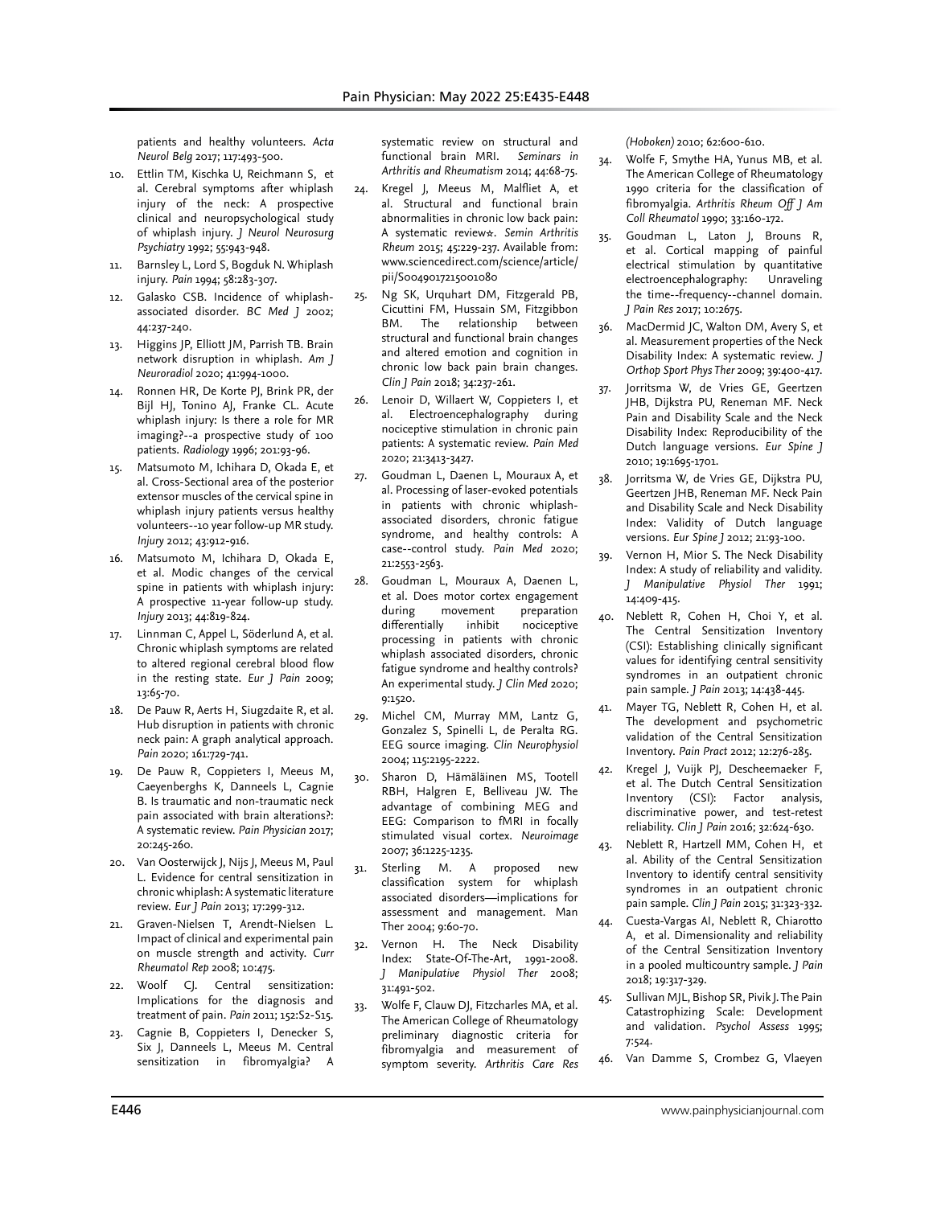patients and healthy volunteers. *Acta Neurol Belg* 2017; 117:493-500.

10. Ettlin TM, Kischka U, Reichmann S, et al. Cerebral symptoms after whiplash injury of the neck: A prospective clinical and neuropsychological study of whiplash injury. *J Neurol Neurosurg Psychiatry* 1992; 55:943-948.
11. Barnsley L, Lord S, Bogduk N. Whiplash injury. *Pain* 1994; 58:283-307.
12. Galasko CSB. Incidence of whiplash-associated disorder. *BC Med J* 2002; 44:237-240.
13. Higgins JP, Elliott JM, Parrish TB. Brain network disruption in whiplash. *Am J Neuroradiol* 2020; 41:994-1000.
14. Ronnen HR, De Korte PJ, Brink PR, der Bijl HJ, Tonino AJ, Franke CL. Acute whiplash injury: Is there a role for MR imaging?--a prospective study of 100 patients. *Radiology* 1996; 201:93-96.
15. Matsumoto M, Ichihara D, Okada E, et al. Cross-Sectional area of the posterior extensor muscles of the cervical spine in whiplash injury patients versus healthy volunteers--10 year follow-up MR study. *Injury* 2012; 43:912-916.
16. Matsumoto M, Ichihara D, Okada E, et al. Modic changes of the cervical spine in patients with whiplash injury: A prospective 11-year follow-up study. *Injury* 2013; 44:819-824.
17. Linnman C, Appel L, Söderlund A, et al. Chronic whiplash symptoms are related to altered regional cerebral blood flow in the resting state. *Eur J Pain* 2009; 13:65-70.
18. De Pauw R, Aerts H, Siugzdaite R, et al. Hub disruption in patients with chronic neck pain: A graph analytical approach. *Pain* 2020; 161:729-741.
19. De Pauw R, Coppieters I, Meeus M, Caeyenberghs K, Danneels L, Cagnie B. Is traumatic and non-traumatic neck pain associated with brain alterations?: A systematic review. *Pain Physician* 2017; 20:245-260.
20. Van Oosterwijck J, Nijs J, Meeus M, Paul L. Evidence for central sensitization in chronic whiplash: A systematic literature review. *Eur J Pain* 2013; 17:299-312.
21. Graven-Nielsen T, Arendt-Nielsen L. Impact of clinical and experimental pain on muscle strength and activity. *Curr Rheumatol Rep* 2008; 10:475.
22. Woolf CJ. Central sensitization: Implications for the diagnosis and treatment of pain. *Pain* 2011; 152:S2-S15.
23. Cagnie B, Coppieters I, Denecker S, Six J, Danneels L, Meeus M. Central sensitization in fibromyalgia? A systematic review on structural and functional brain MRI. *Seminars in Arthritis and Rheumatism* 2014; 44:68-75.
24. Kregel J, Meeus M, Malfliet A, et al. Structural and functional brain abnormalities in chronic low back pain: A systematic review☆. *Semin Arthritis Rheum* 2015; 45:229-237. Available from: www.sciencedirect.com/science/article/pii/S0049017215001080
25. Ng SK, Urquhart DM, Fitzgerald PB, Cicuttini FM, Hussain SM, Fitzgibbon BM. The relationship between structural and functional brain changes and altered emotion and cognition in chronic low back pain brain changes. *Clin J Pain* 2018; 34:237-261.
26. Lenoir D, Willaert W, Coppieters I, et al. Electroencephalography during nociceptive stimulation in chronic pain patients: A systematic review. *Pain Med* 2020; 21:3413-3427.
27. Goudman L, Daenen L, Mouraux A, et al. Processing of laser-evoked potentials in patients with chronic whiplash-associated disorders, chronic fatigue syndrome, and healthy controls: A case--control study. *Pain Med* 2020; 21:2553-2563.
28. Goudman L, Mouraux A, Daenen L, et al. Does motor cortex engagement during movement preparation differentially inhibit nociceptive processing in patients with chronic whiplash associated disorders, chronic fatigue syndrome and healthy controls? An experimental study. *J Clin Med* 2020; 9:1520.
29. Michel CM, Murray MM, Lantz G, Gonzalez S, Spinelli L, de Peralta RG. EEG source imaging. *Clin Neurophysiol* 2004; 115:2195-2222.
30. Sharon D, Hämäläinen MS, Tootell RBH, Halgren E, Belliveau JW. The advantage of combining MEG and EEG: Comparison to fMRI in focally stimulated visual cortex. *Neuroimage* 2007; 36:1225-1235.
31. Sterling M. A proposed new classification system for whiplash associated disorders—implications for assessment and management. Man Ther 2004; 9:60-70.
32. Vernon H. The Neck Disability Index: State-Of-The-Art, 1991-2008. *J Manipulative Physiol Ther* 2008; 31:491-502.
33. Wolfe F, Clauw DJ, Fitzcharles MA, et al. The American College of Rheumatology preliminary diagnostic criteria for fibromyalgia and measurement of symptom severity. *Arthritis Care Res (Hoboken)* 2010; 62:600-610.
34. Wolfe F, Smythe HA, Yunus MB, et al. The American College of Rheumatology 1990 criteria for the classification of fibromyalgia. *Arthritis Rheum Off J Am Coll Rheumatol* 1990; 33:160-172.
35. Goudman L, Laton J, Brouns R, et al. Cortical mapping of painful electrical stimulation by quantitative electroencephalography: Unraveling the time--frequency--channel domain. *J Pain Res* 2017; 10:2675.
36. MacDermid JC, Walton DM, Avery S, et al. Measurement properties of the Neck Disability Index: A systematic review. *J Orthop Sport Phys Ther* 2009; 39:400-417.
37. Jorritsma W, de Vries GE, Geertzen JHB, Dijkstra PU, Reneman MF. Neck Pain and Disability Scale and the Neck Disability Index: Reproducibility of the Dutch language versions. *Eur Spine J* 2010; 19:1695-1701.
38. Jorritsma W, de Vries GE, Dijkstra PU, Geertzen JHB, Reneman MF. Neck Pain and Disability Scale and Neck Disability Index: Validity of Dutch language versions. *Eur Spine J* 2012; 21:93-100.
39. Vernon H, Mior S. The Neck Disability Index: A study of reliability and validity. *J Manipulative Physiol Ther* 1991; 14:409-415.
40. Neblett R, Cohen H, Choi Y, et al. The Central Sensitization Inventory (CSI): Establishing clinically significant values for identifying central sensitivity syndromes in an outpatient chronic pain sample. *J Pain* 2013; 14:438-445.
41. Mayer TG, Neblett R, Cohen H, et al. The development and psychometric validation of the Central Sensitization Inventory. *Pain Pract* 2012; 12:276-285.
42. Kregel J, Vuijk PJ, Descheemaeker F, et al. The Dutch Central Sensitization Inventory (CSI): Factor analysis, discriminative power, and test-retest reliability. *Clin J Pain* 2016; 32:624-630.
43. Neblett R, Hartzell MM, Cohen H, et al. Ability of the Central Sensitization Inventory to identify central sensitivity syndromes in an outpatient chronic pain sample. *Clin J Pain* 2015; 31:323-332.
44. Cuesta-Vargas AI, Neblett R, Chiarotto A, et al. Dimensionality and reliability of the Central Sensitization Inventory in a pooled multicountry sample. *J Pain* 2018; 19:317-329.
45. Sullivan MJL, Bishop SR, Pivik J. The Pain Catastrophizing Scale: Development and validation. *Psychol Assess* 1995; 7:524.
46. Van Damme S, Crombez G, Vlaeyen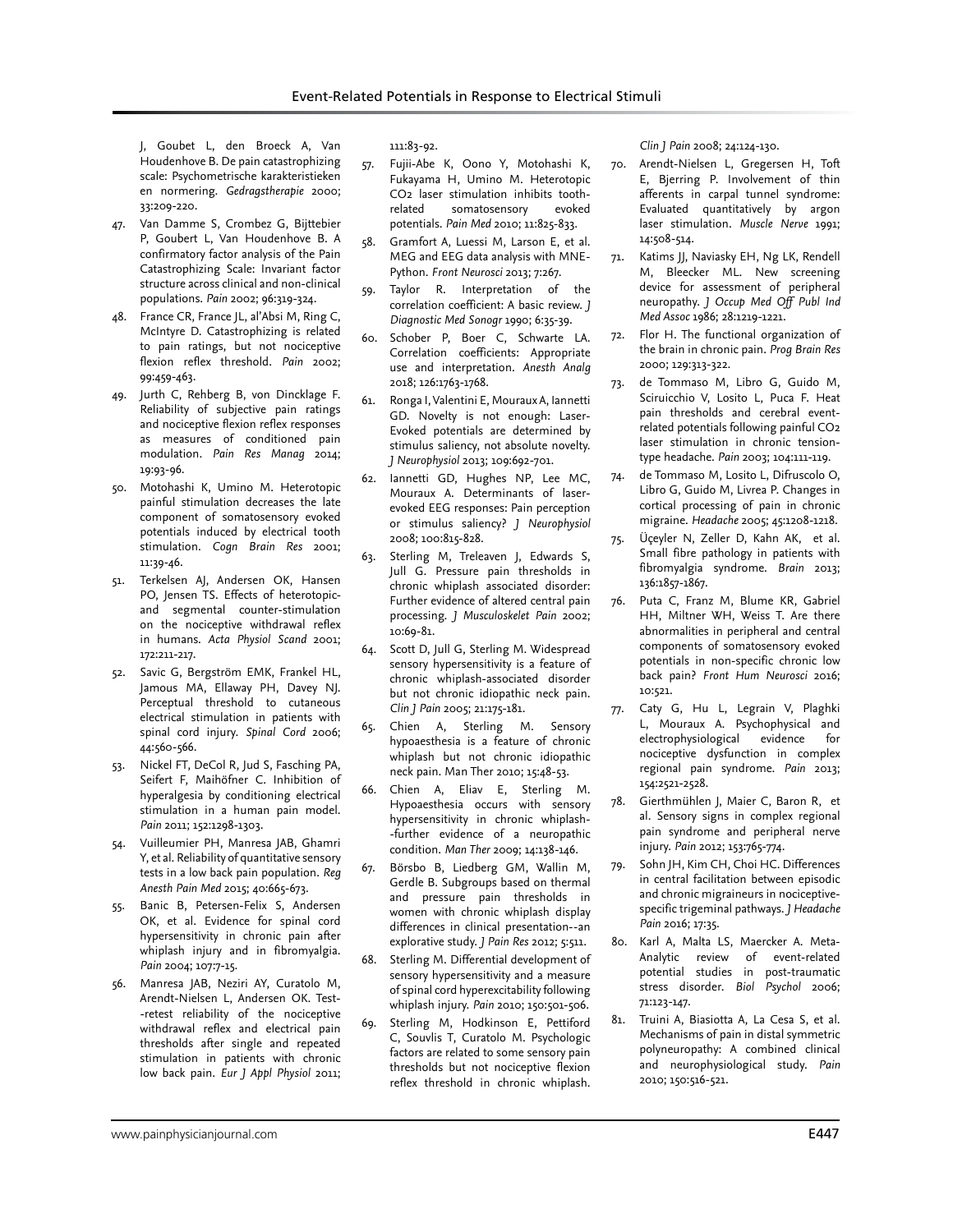J, Goubet L, den Broeck A, Van Houdenhove B. De pain catastrophizing scale: Psychometrische karakteristieken en normering. *Gedragstherapie* 2000; 33:209-220.

47. Van Damme S, Crombez G, Bijttebier P, Goubert L, Van Houdenhove B. A confirmatory factor analysis of the Pain Catastrophizing Scale: Invariant factor structure across clinical and non-clinical populations. *Pain* 2002; 96:319-324.
48. France CR, France JL, al'Absi M, Ring C, McIntyre D. Catastrophizing is related to pain ratings, but not nociceptive flexion reflex threshold. *Pain* 2002; 99:459-463.
49. Jurth C, Rehberg B, von Dincklage F. Reliability of subjective pain ratings and nociceptive flexion reflex responses as measures of conditioned pain modulation. *Pain Res Manag* 2014; 19:93-96.
50. Motohashi K, Umino M. Heterotopic painful stimulation decreases the late component of somatosensory evoked potentials induced by electrical tooth stimulation. *Cogn Brain Res* 2001; 11:39-46.
51. Terkelsen AJ, Andersen OK, Hansen PO, Jensen TS. Effects of heterotopic- and segmental counter-stimulation on the nociceptive withdrawal reflex in humans. *Acta Physiol Scand* 2001; 172:211-217.
52. Savic G, Bergström EMK, Frankel HL, Jamous MA, Ellaway PH, Davey NJ. Perceptual threshold to cutaneous electrical stimulation in patients with spinal cord injury. *Spinal Cord* 2006; 44:560-566.
53. Nickel FT, DeCol R, Jud S, Fasching PA, Seifert F, Maihöfner C. Inhibition of hyperalgesia by conditioning electrical stimulation in a human pain model. *Pain* 2011; 152:1298-1303.
54. Vuilleumier PH, Manresa JAB, Ghamri Y, et al. Reliability of quantitative sensory tests in a low back pain population. *Reg Anesth Pain Med* 2015; 40:665-673.
55. Banic B, Petersen-Felix S, Andersen OK, et al. Evidence for spinal cord hypersensitivity in chronic pain after whiplash injury and in fibromyalgia. *Pain* 2004; 107:7-15.
56. Manresa JAB, Neziri AY, Curatolo M, Arendt-Nielsen L, Andersen OK. Test--retest reliability of the nociceptive withdrawal reflex and electrical pain thresholds after single and repeated stimulation in patients with chronic low back pain. *Eur J Appl Physiol* 2011; 111:83-92.
57. Fujii-Abe K, Oono Y, Motohashi K, Fukayama H, Umino M. Heterotopic $CO_2$ laser stimulation inhibits tooth-related somatosensory evoked potentials. *Pain Med* 2010; 11:825-833.
58. Gramfort A, Luessi M, Larson E, et al. MEG and EEG data analysis with MNE-Python. *Front Neurosci* 2013; 7:267.
59. Taylor R. Interpretation of the correlation coefficient: A basic review. *J Diagnostic Med Sonogr* 1990; 6:35-39.
60. Schober P, Boer C, Schwarte LA. Correlation coefficients: Appropriate use and interpretation. *Anesth Analg* 2018; 126:1763-1768.
61. Ronga I, Valentini E, Mouraux A, Iannetti GD. Novelty is not enough: Laser-Evoked potentials are determined by stimulus saliency, not absolute novelty. *J Neurophysiol* 2013; 109:692-701.
62. Iannetti GD, Hughes NP, Lee MC, Mouraux A. Determinants of laser-evoked EEG responses: Pain perception or stimulus saliency? *J Neurophysiol* 2008; 100:815-828.
63. Sterling M, Treleaven J, Edwards S, Jull G. Pressure pain thresholds in chronic whiplash associated disorder: Further evidence of altered central pain processing. *J Musculoskelet Pain* 2002; 10:69-81.
64. Scott D, Jull G, Sterling M. Widespread sensory hypersensitivity is a feature of chronic whiplash-associated disorder but not chronic idiopathic neck pain. *Clin J Pain* 2005; 21:175-181.
65. Chien A, Sterling M. Sensory hypoaesthesia is a feature of chronic whiplash but not chronic idiopathic neck pain. Man Ther 2010; 15:48-53.
66. Chien A, Eliav E, Sterling M. Hypoaesthesia occurs with sensory hypersensitivity in chronic whiplash--further evidence of a neuropathic condition. *Man Ther* 2009; 14:138-146.
67. Börsbo B, Liedberg GM, Wallin M, Gerdle B. Subgroups based on thermal and pressure pain thresholds in women with chronic whiplash display differences in clinical presentation--an explorative study. *J Pain Res* 2012; 5:511.
68. Sterling M. Differential development of sensory hypersensitivity and a measure of spinal cord hyperexcitability following whiplash injury. *Pain* 2010; 150:501-506.
69. Sterling M, Hodkinson E, Pettiford C, Souvlis T, Curatolo M. Psychologic factors are related to some sensory pain thresholds but not nociceptive flexion reflex threshold in chronic whiplash. *Clin J Pain* 2008; 24:124-130.
70. Arendt-Nielsen L, Gregersen H, Toft E, Bjerring P. Involvement of thin afferents in carpal tunnel syndrome: Evaluated quantitatively by argon laser stimulation. *Muscle Nerve* 1991; 14:508-514.
71. Katims JJ, Naviasky EH, Ng LK, Rendell M, Bleecker ML. New screening device for assessment of peripheral neuropathy. *J Occup Med Off Publ Ind Med Assoc* 1986; 28:1219-1221.
72. Flor H. The functional organization of the brain in chronic pain. *Prog Brain Res* 2000; 129:313-322.
73. de Tommaso M, Libro G, Guido M, Sciruicchio V, Losito L, Puca F. Heat pain thresholds and cerebral event-related potentials following painful $CO_2$ laser stimulation in chronic tension-type headache. *Pain* 2003; 104:111-119.
74. de Tommaso M, Losito L, Difruscolo O, Libro G, Guido M, Livrea P. Changes in cortical processing of pain in chronic migraine. *Headache* 2005; 45:1208-1218.
75. Üçeyler N, Zeller D, Kahn AK, et al. Small fibre pathology in patients with fibromyalgia syndrome. *Brain* 2013; 136:1857-1867.
76. Puta C, Franz M, Blume KR, Gabriel HH, Miltner WH, Weiss T. Are there abnormalities in peripheral and central components of somatosensory evoked potentials in non-specific chronic low back pain? *Front Hum Neurosci* 2016; 10:521.
77. Caty G, Hu L, Legrain V, Plaghki L, Mouraux A. Psychophysical and electrophysiological evidence for nociceptive dysfunction in complex regional pain syndrome. *Pain* 2013; 154:2521-2528.
78. Gierthmühlen J, Maier C, Baron R, et al. Sensory signs in complex regional pain syndrome and peripheral nerve injury. *Pain* 2012; 153:765-774.
79. Sohn JH, Kim CH, Choi HC. Differences in central facilitation between episodic and chronic migraineurs in nociceptive-specific trigeminal pathways. *J Headache Pain* 2016; 17:35.
80. Karl A, Malta LS, Maercker A. Meta-Analytic review of event-related potential studies in post-traumatic stress disorder. *Biol Psychol* 2006; 71:123-147.
81. Truini A, Biasiotta A, La Cesa S, et al. Mechanisms of pain in distal symmetric polyneuropathy: A combined clinical and neurophysiological study. *Pain* 2010; 150:516-521.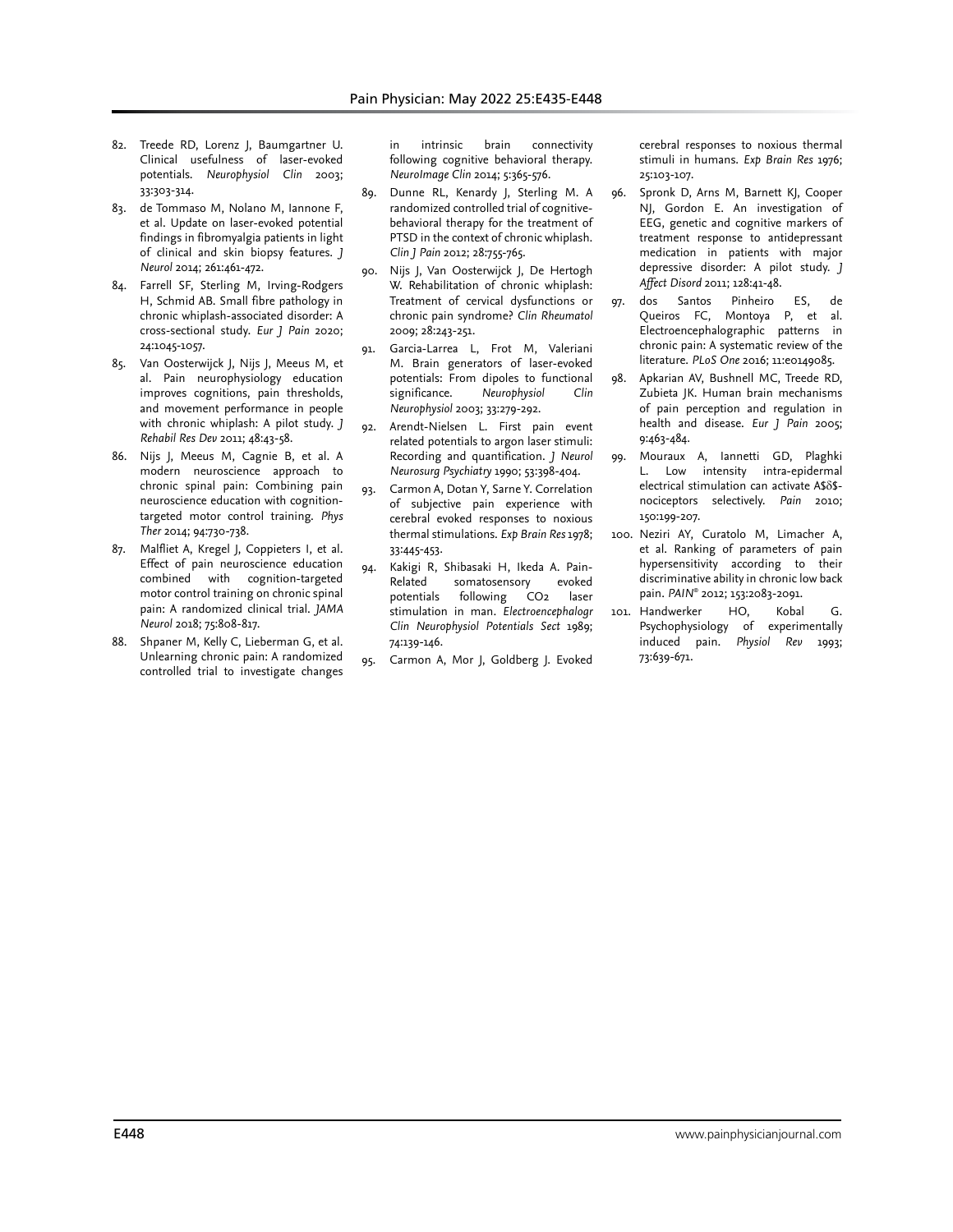82. Treede RD, Lorenz J, Baumgartner U. Clinical usefulness of laser-evoked potentials. *Neurophysiol Clin* 2003; 33:303-314.
83. de Tommaso M, Nolano M, Iannone F, et al. Update on laser-evoked potential findings in fibromyalgia patients in light of clinical and skin biopsy features. *J Neurol* 2014; 261:461-472.
84. Farrell SF, Sterling M, Irving-Rodgers H, Schmid AB. Small fibre pathology in chronic whiplash-associated disorder: A cross-sectional study. *Eur J Pain* 2020; 24:1045-1057.
85. Van Oosterwijck J, Nijs J, Meeus M, et al. Pain neurophysiology education improves cognitions, pain thresholds, and movement performance in people with chronic whiplash: A pilot study. *J Rehabil Res Dev* 2011; 48:43-58.
86. Nijs J, Meeus M, Cagnie B, et al. A modern neuroscience approach to chronic spinal pain: Combining pain neuroscience education with cognition-targeted motor control training. *Phys Ther* 2014; 94:730-738.
87. Malfliet A, Kregel J, Coppieters I, et al. Effect of pain neuroscience education combined with cognition-targeted motor control training on chronic spinal pain: A randomized clinical trial. *JAMA Neurol* 2018; 75:808-817.
88. Shpaner M, Kelly C, Lieberman G, et al. Unlearning chronic pain: A randomized controlled trial to investigate changes in intrinsic brain connectivity following cognitive behavioral therapy. *NeuroImage Clin* 2014; 5:365-576.
89. Dunne RL, Kenardy J, Sterling M. A randomized controlled trial of cognitive-behavioral therapy for the treatment of PTSD in the context of chronic whiplash. *Clin J Pain* 2012; 28:755-765.
90. Nijs J, Van Oosterwijck J, De Hertogh W. Rehabilitation of chronic whiplash: Treatment of cervical dysfunctions or chronic pain syndrome? *Clin Rheumatol* 2009; 28:243-251.
91. Garcia-Larrea L, Frot M, Valeriani M. Brain generators of laser-evoked potentials: From dipoles to functional significance. *Neurophysiol Clin Neurophysiol* 2003; 33:279-292.
92. Arendt-Nielsen L. First pain event related potentials to argon laser stimuli: Recording and quantification. *J Neurol Neurosurg Psychiatry* 1990; 53:398-404.
93. Carmon A, Dotan Y, Sarne Y. Correlation of subjective pain experience with cerebral evoked responses to noxious thermal stimulations. *Exp Brain Res* 1978; 33:445-453.
94. Kakigi R, Shibasaki H, Ikeda A. Pain-Related somatosensory evoked potentials following $CO_2$ laser stimulation in man. *Electroencephalogr Clin Neurophysiol Potentials Sect* 1989; 74:139-146.
95. Carmon A, Mor J, Goldberg J. Evoked cerebral responses to noxious thermal stimuli in humans. *Exp Brain Res* 1976; 25:103-107.
96. Spronk D, Arns M, Barnett KJ, Cooper NJ, Gordon E. An investigation of EEG, genetic and cognitive markers of treatment response to antidepressant medication in patients with major depressive disorder: A pilot study. *J Affect Disord* 2011; 128:41-48.
97. dos Santos Pinheiro ES, de Queiros FC, Montoya P, et al. Electroencephalographic patterns in chronic pain: A systematic review of the literature. *PLoS One* 2016; 11:e0149085.
98. Apkarian AV, Bushnell MC, Treede RD, Zubieta JK. Human brain mechanisms of pain perception and regulation in health and disease. *Eur J Pain* 2005; 9:463-484.
99. Mouraux A, Iannetti GD, Plaghki L. Low intensity intra-epidermal electrical stimulation can activate A$δ$-nociceptors selectively. *Pain* 2010; 150:199-207.
100. Neziri AY, Curatolo M, Limacher A, et al. Ranking of parameters of pain hypersensitivity according to their discriminative ability in chronic low back pain. *PAIN®* 2012; 153:2083-2091.
101. Handwerker HO, Kobal G. Psychophysiology of experimentally induced pain. *Physiol Rev* 1993; 73:639-671.